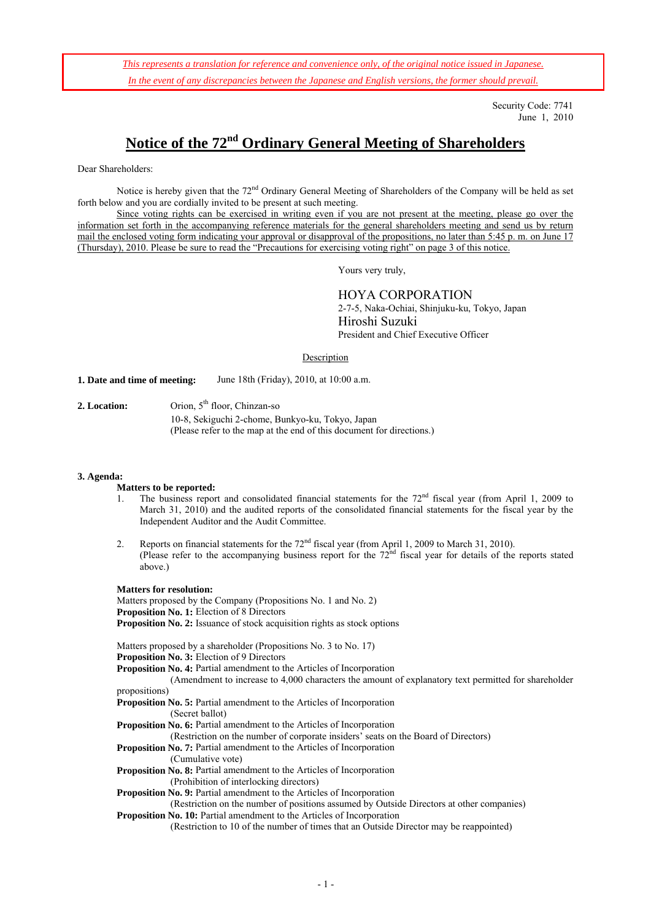*This represents a translation for reference and convenience only, of the original notice issued in Japanese.*
*In the event of any discrepancies between the Japanese and English versions, the former should prevail.*

Security Code: 7741
June 1, 2010

# Notice of the 72nd Ordinary General Meeting of Shareholders

Dear Shareholders:

Notice is hereby given that the 72nd Ordinary General Meeting of Shareholders of the Company will be held as set forth below and you are cordially invited to be present at such meeting.

Since voting rights can be exercised in writing even if you are not present at the meeting, please go over the information set forth in the accompanying reference materials for the general shareholders meeting and send us by return mail the enclosed voting form indicating your approval or disapproval of the propositions, no later than 5:45 p. m. on June 17 (Thursday), 2010. Please be sure to read the "Precautions for exercising voting right" on page 3 of this notice.

Yours very truly,

HOYA CORPORATION
2-7-5, Naka-Ochiai, Shinjuku-ku, Tokyo, Japan
Hiroshi Suzuki
President and Chief Executive Officer

Description

**1. Date and time of meeting:** June 18th (Friday), 2010, at 10:00 a.m.

**2. Location:** Orion, 5th floor, Chinzan-so
10-8, Sekiguchi 2-chome, Bunkyo-ku, Tokyo, Japan
(Please refer to the map at the end of this document for directions.)

**3. Agenda:**

**Matters to be reported:**

1. The business report and consolidated financial statements for the 72nd fiscal year (from April 1, 2009 to March 31, 2010) and the audited reports of the consolidated financial statements for the fiscal year by the Independent Auditor and the Audit Committee.
2. Reports on financial statements for the 72nd fiscal year (from April 1, 2009 to March 31, 2010).
(Please refer to the accompanying business report for the 72nd fiscal year for details of the reports stated above.)

**Matters for resolution:**

Matters proposed by the Company (Propositions No. 1 and No. 2)
**Proposition No. 1:** Election of 8 Directors
**Proposition No. 2:** Issuance of stock acquisition rights as stock options

Matters proposed by a shareholder (Propositions No. 3 to No. 17)
**Proposition No. 3:** Election of 9 Directors
**Proposition No. 4:** Partial amendment to the Articles of Incorporation
(Amendment to increase to 4,000 characters the amount of explanatory text permitted for shareholder propositions)
**Proposition No. 5:** Partial amendment to the Articles of Incorporation
(Secret ballot)
**Proposition No. 6:** Partial amendment to the Articles of Incorporation
(Restriction on the number of corporate insiders' seats on the Board of Directors)
**Proposition No. 7:** Partial amendment to the Articles of Incorporation
(Cumulative vote)
**Proposition No. 8:** Partial amendment to the Articles of Incorporation
(Prohibition of interlocking directors)
**Proposition No. 9:** Partial amendment to the Articles of Incorporation
(Restriction on the number of positions assumed by Outside Directors at other companies)
**Proposition No. 10:** Partial amendment to the Articles of Incorporation
(Restriction to 10 of the number of times that an Outside Director may be reappointed)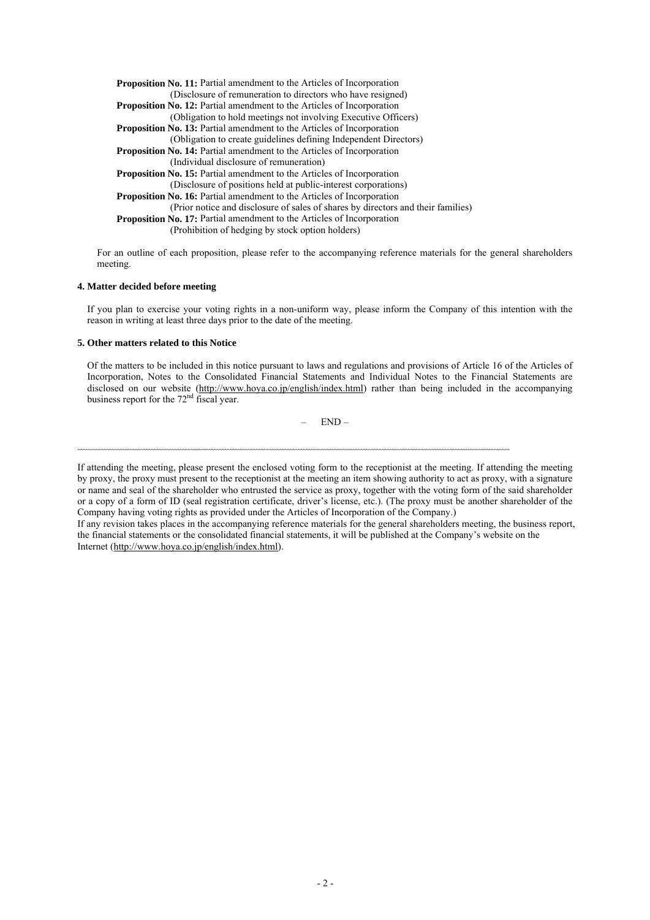**Proposition No. 11:** Partial amendment to the Articles of Incorporation
(Disclosure of remuneration to directors who have resigned)
**Proposition No. 12:** Partial amendment to the Articles of Incorporation
(Obligation to hold meetings not involving Executive Officers)
**Proposition No. 13:** Partial amendment to the Articles of Incorporation
(Obligation to create guidelines defining Independent Directors)
**Proposition No. 14:** Partial amendment to the Articles of Incorporation
(Individual disclosure of remuneration)
**Proposition No. 15:** Partial amendment to the Articles of Incorporation
(Disclosure of positions held at public-interest corporations)
**Proposition No. 16:** Partial amendment to the Articles of Incorporation
(Prior notice and disclosure of sales of shares by directors and their families)
**Proposition No. 17:** Partial amendment to the Articles of Incorporation
(Prohibition of hedging by stock option holders)

For an outline of each proposition, please refer to the accompanying reference materials for the general shareholders meeting.

#### 4. Matter decided before meeting

If you plan to exercise your voting rights in a non-uniform way, please inform the Company of this intention with the reason in writing at least three days prior to the date of the meeting.

#### 5. Other matters related to this Notice

Of the matters to be included in this notice pursuant to laws and regulations and provisions of Article 16 of the Articles of Incorporation, Notes to the Consolidated Financial Statements and Individual Notes to the Financial Statements are disclosed on our website (http://www.hoya.co.jp/english/index.html) rather than being included in the accompanying business report for the 72nd fiscal year.

– END –

---

If attending the meeting, please present the enclosed voting form to the receptionist at the meeting. If attending the meeting by proxy, the proxy must present to the receptionist at the meeting an item showing authority to act as proxy, with a signature or name and seal of the shareholder who entrusted the service as proxy, together with the voting form of the said shareholder or a copy of a form of ID (seal registration certificate, driver's license, etc.). (The proxy must be another shareholder of the Company having voting rights as provided under the Articles of Incorporation of the Company.)
If any revision takes places in the accompanying reference materials for the general shareholders meeting, the business report, the financial statements or the consolidated financial statements, it will be published at the Company's website on the Internet (http://www.hoya.co.jp/english/index.html).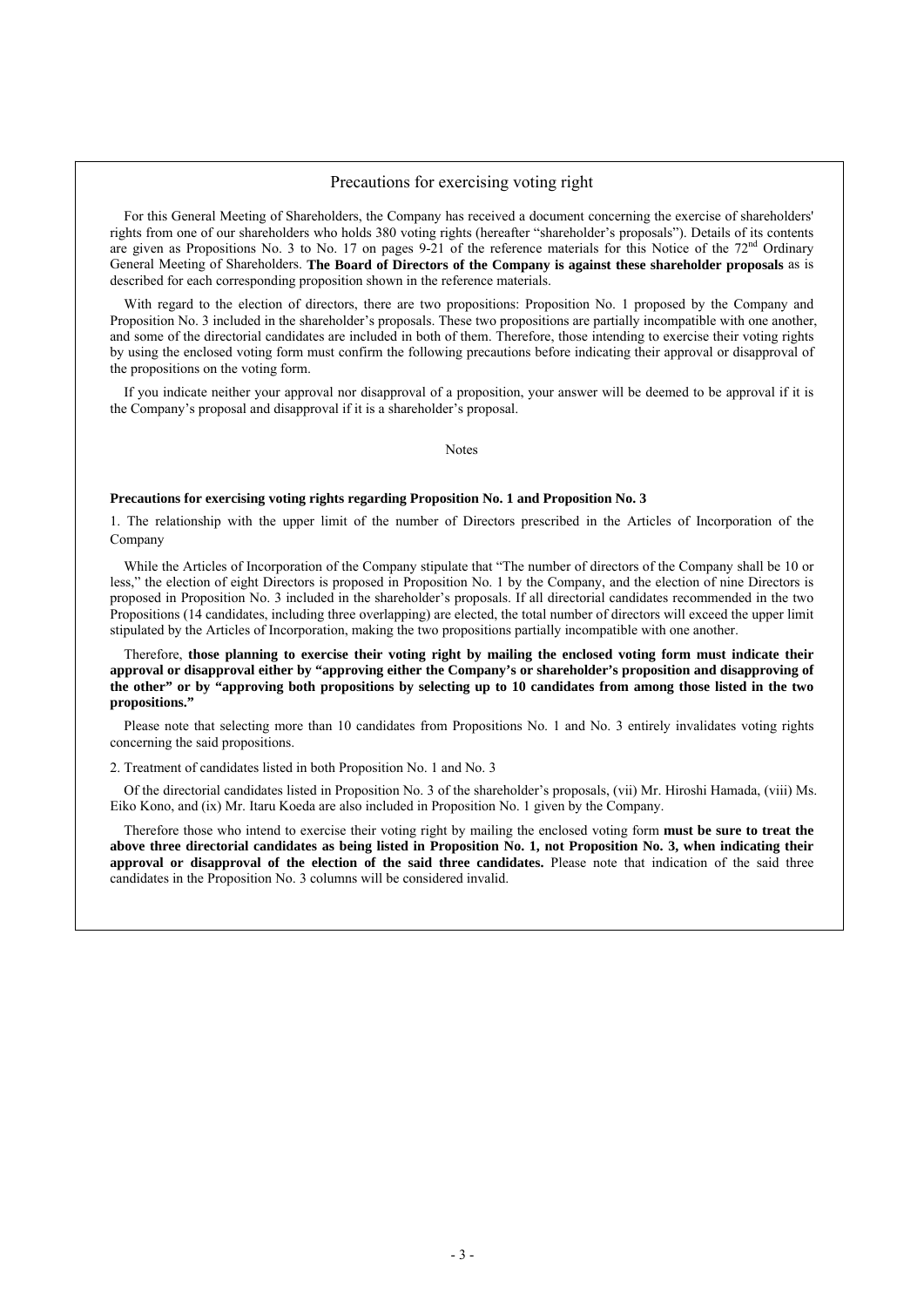## Precautions for exercising voting right

For this General Meeting of Shareholders, the Company has received a document concerning the exercise of shareholders' rights from one of our shareholders who holds 380 voting rights (hereafter "shareholder's proposals"). Details of its contents are given as Propositions No. 3 to No. 17 on pages 9-21 of the reference materials for this Notice of the 72nd Ordinary General Meeting of Shareholders. **The Board of Directors of the Company is against these shareholder proposals** as is described for each corresponding proposition shown in the reference materials.

With regard to the election of directors, there are two propositions: Proposition No. 1 proposed by the Company and Proposition No. 3 included in the shareholder's proposals. These two propositions are partially incompatible with one another, and some of the directorial candidates are included in both of them. Therefore, those intending to exercise their voting rights by using the enclosed voting form must confirm the following precautions before indicating their approval or disapproval of the propositions on the voting form.

If you indicate neither your approval nor disapproval of a proposition, your answer will be deemed to be approval if it is the Company's proposal and disapproval if it is a shareholder's proposal.

Notes

**Precautions for exercising voting rights regarding Proposition No. 1 and Proposition No. 3**

1. The relationship with the upper limit of the number of Directors prescribed in the Articles of Incorporation of the Company

While the Articles of Incorporation of the Company stipulate that "The number of directors of the Company shall be 10 or less," the election of eight Directors is proposed in Proposition No. 1 by the Company, and the election of nine Directors is proposed in Proposition No. 3 included in the shareholder's proposals. If all directorial candidates recommended in the two Propositions (14 candidates, including three overlapping) are elected, the total number of directors will exceed the upper limit stipulated by the Articles of Incorporation, making the two propositions partially incompatible with one another.

Therefore, **those planning to exercise their voting right by mailing the enclosed voting form must indicate their approval or disapproval either by "approving either the Company's or shareholder's proposition and disapproving of the other" or by "approving both propositions by selecting up to 10 candidates from among those listed in the two propositions."**

Please note that selecting more than 10 candidates from Propositions No. 1 and No. 3 entirely invalidates voting rights concerning the said propositions.

2. Treatment of candidates listed in both Proposition No. 1 and No. 3

Of the directorial candidates listed in Proposition No. 3 of the shareholder's proposals, (vii) Mr. Hiroshi Hamada, (viii) Ms. Eiko Kono, and (ix) Mr. Itaru Koeda are also included in Proposition No. 1 given by the Company.

Therefore those who intend to exercise their voting right by mailing the enclosed voting form **must be sure to treat the above three directorial candidates as being listed in Proposition No. 1, not Proposition No. 3, when indicating their approval or disapproval of the election of the said three candidates.** Please note that indication of the said three candidates in the Proposition No. 3 columns will be considered invalid.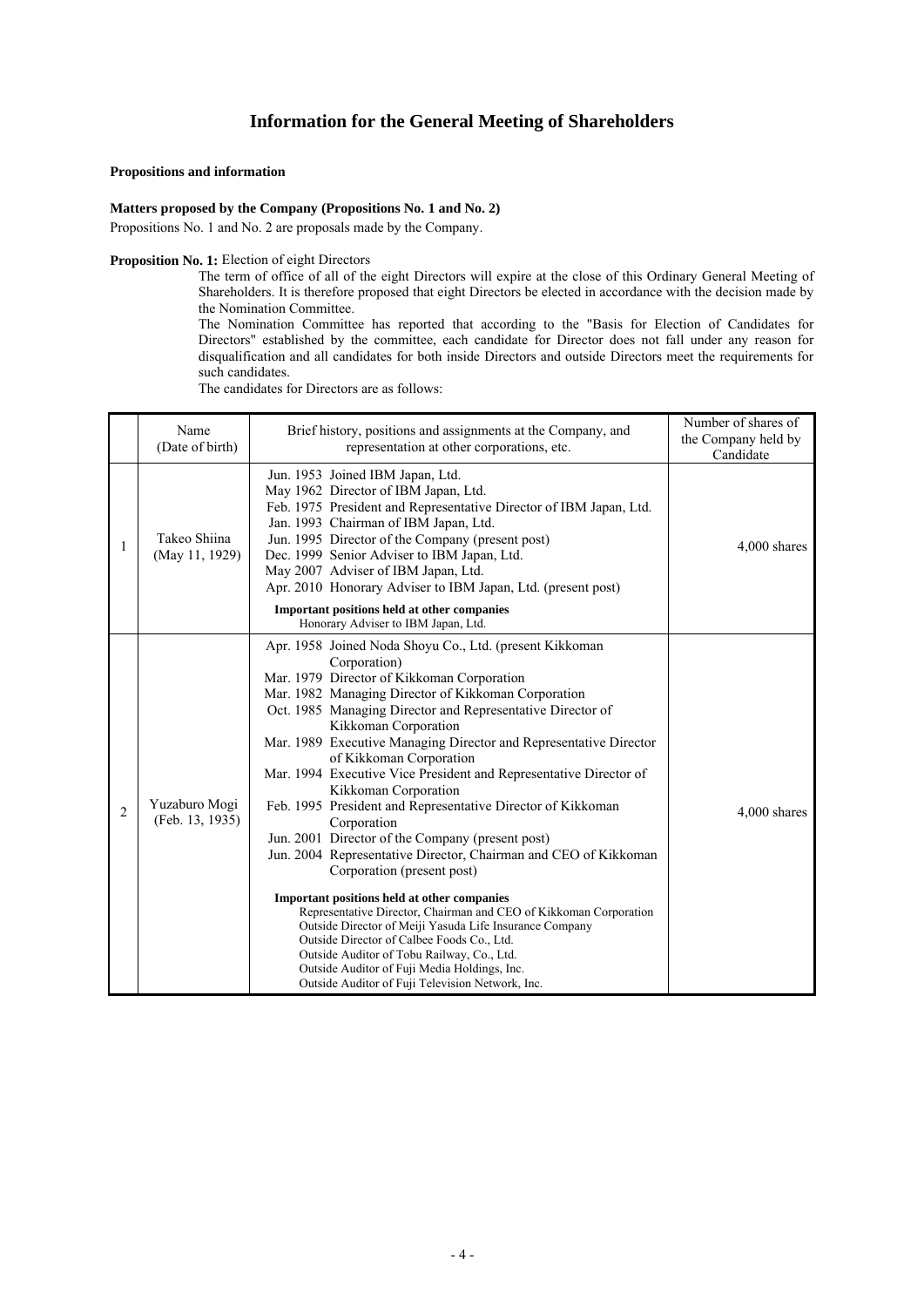# Information for the General Meeting of Shareholders

**Propositions and information**

**Matters proposed by the Company (Propositions No. 1 and No. 2)**

Propositions No. 1 and No. 2 are proposals made by the Company.

**Proposition No. 1:** Election of eight Directors

The term of office of all of the eight Directors will expire at the close of this Ordinary General Meeting of Shareholders. It is therefore proposed that eight Directors be elected in accordance with the decision made by the Nomination Committee.

The Nomination Committee has reported that according to the "Basis for Election of Candidates for Directors" established by the committee, each candidate for Director does not fall under any reason for disqualification and all candidates for both inside Directors and outside Directors meet the requirements for such candidates.

The candidates for Directors are as follows:

| | Name (Date of birth) | Brief history, positions and assignments at the Company, and representation at other corporations, etc. | Number of shares of the Company held by Candidate |
|---|---|---|---|
| 1 | Takeo Shiina (May 11, 1929) | Jun. 1953 Joined IBM Japan, Ltd.<br>May 1962 Director of IBM Japan, Ltd.<br>Feb. 1975 President and Representative Director of IBM Japan, Ltd.<br>Jan. 1993 Chairman of IBM Japan, Ltd.<br>Jun. 1995 Director of the Company (present post)<br>Dec. 1999 Senior Adviser to IBM Japan, Ltd.<br>May 2007 Adviser of IBM Japan, Ltd.<br>Apr. 2010 Honorary Adviser to IBM Japan, Ltd. (present post)<br>**Important positions held at other companies**<br>Honorary Adviser to IBM Japan, Ltd. | 4,000 shares |
| 2 | Yuzaburo Mogi (Feb. 13, 1935) | Apr. 1958 Joined Noda Shoyu Co., Ltd. (present Kikkoman Corporation)<br>Mar. 1979 Director of Kikkoman Corporation<br>Mar. 1982 Managing Director of Kikkoman Corporation<br>Oct. 1985 Managing Director and Representative Director of Kikkoman Corporation<br>Mar. 1989 Executive Managing Director and Representative Director of Kikkoman Corporation<br>Mar. 1994 Executive Vice President and Representative Director of Kikkoman Corporation<br>Feb. 1995 President and Representative Director of Kikkoman Corporation<br>Jun. 2001 Director of the Company (present post)<br>Jun. 2004 Representative Director, Chairman and CEO of Kikkoman Corporation (present post)<br>**Important positions held at other companies**<br>Representative Director, Chairman and CEO of Kikkoman Corporation<br>Outside Director of Meiji Yasuda Life Insurance Company<br>Outside Director of Calbee Foods Co., Ltd.<br>Outside Auditor of Tobu Railway, Co., Ltd.<br>Outside Auditor of Fuji Media Holdings, Inc.<br>Outside Auditor of Fuji Television Network, Inc. | 4,000 shares |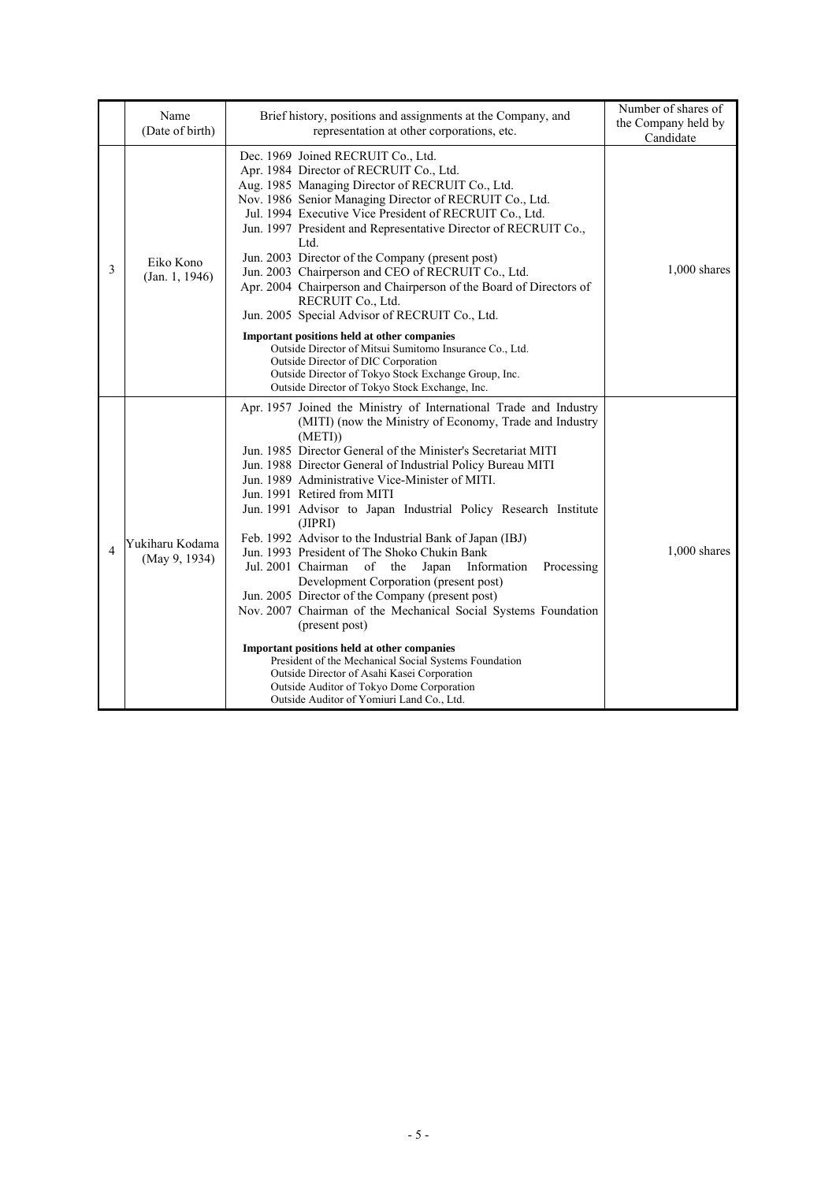| | Name (Date of birth) | Brief history, positions and assignments at the Company, and representation at other corporations, etc. | Number of shares of the Company held by Candidate |
|---|---|---|---|
| 3 | Eiko Kono (Jan. 1, 1946) | Dec. 1969 Joined RECRUIT Co., Ltd.<br>Apr. 1984 Director of RECRUIT Co., Ltd.<br>Aug. 1985 Managing Director of RECRUIT Co., Ltd.<br>Nov. 1986 Senior Managing Director of RECRUIT Co., Ltd.<br>Jul. 1994 Executive Vice President of RECRUIT Co., Ltd.<br>Jun. 1997 President and Representative Director of RECRUIT Co., Ltd.<br>Jun. 2003 Director of the Company (present post)<br>Jun. 2003 Chairperson and CEO of RECRUIT Co., Ltd.<br>Apr. 2004 Chairperson and Chairperson of the Board of Directors of RECRUIT Co., Ltd.<br>Jun. 2005 Special Advisor of RECRUIT Co., Ltd.<br><br>**Important positions held at other companies**<br>Outside Director of Mitsui Sumitomo Insurance Co., Ltd.<br>Outside Director of DIC Corporation<br>Outside Director of Tokyo Stock Exchange Group, Inc.<br>Outside Director of Tokyo Stock Exchange, Inc. | 1,000 shares |
| 4 | Yukiharu Kodama (May 9, 1934) | Apr. 1957 Joined the Ministry of International Trade and Industry (MITI) (now the Ministry of Economy, Trade and Industry (METI))<br>Jun. 1985 Director General of the Minister's Secretariat MITI<br>Jun. 1988 Director General of Industrial Policy Bureau MITI<br>Jun. 1989 Administrative Vice-Minister of MITI.<br>Jun. 1991 Retired from MITI<br>Jun. 1991 Advisor to Japan Industrial Policy Research Institute (JIPRI)<br>Feb. 1992 Advisor to the Industrial Bank of Japan (IBJ)<br>Jun. 1993 President of The Shoko Chukin Bank<br>Jul. 2001 Chairman of the Japan Information Processing Development Corporation (present post)<br>Jun. 2005 Director of the Company (present post)<br>Nov. 2007 Chairman of the Mechanical Social Systems Foundation (present post)<br><br>**Important positions held at other companies**<br>President of the Mechanical Social Systems Foundation<br>Outside Director of Asahi Kasei Corporation<br>Outside Auditor of Tokyo Dome Corporation<br>Outside Auditor of Yomiuri Land Co., Ltd. | 1,000 shares |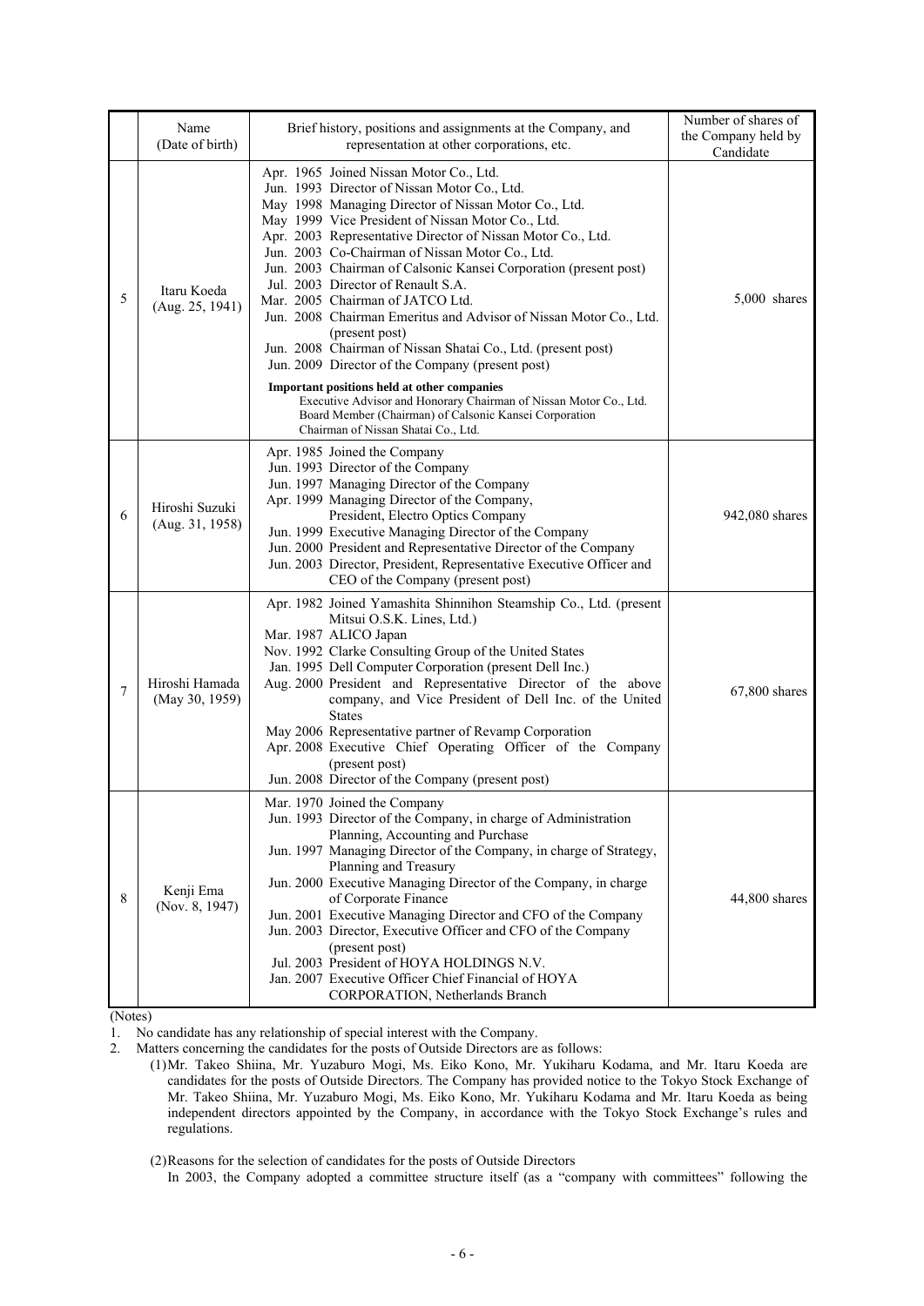| | Name (Date of birth) | Brief history, positions and assignments at the Company, and representation at other corporations, etc. | Number of shares of the Company held by Candidate |
|---|---|---|---|
| 5 | Itaru Koeda (Aug. 25, 1941) | Apr. 1965 Joined Nissan Motor Co., Ltd.<br>Jun. 1993 Director of Nissan Motor Co., Ltd.<br>May 1998 Managing Director of Nissan Motor Co., Ltd.<br>May 1999 Vice President of Nissan Motor Co., Ltd.<br>Apr. 2003 Representative Director of Nissan Motor Co., Ltd.<br>Jun. 2003 Co-Chairman of Nissan Motor Co., Ltd.<br>Jun. 2003 Chairman of Calsonic Kansei Corporation (present post)<br>Jul. 2003 Director of Renault S.A.<br>Mar. 2005 Chairman of JATCO Ltd.<br>Jun. 2008 Chairman Emeritus and Advisor of Nissan Motor Co., Ltd. (present post)<br>Jun. 2008 Chairman of Nissan Shatai Co., Ltd. (present post)<br>Jun. 2009 Director of the Company (present post)<br>**Important positions held at other companies**<br>Executive Advisor and Honorary Chairman of Nissan Motor Co., Ltd.<br>Board Member (Chairman) of Calsonic Kansei Corporation<br>Chairman of Nissan Shatai Co., Ltd. | 5,000 shares |
| 6 | Hiroshi Suzuki (Aug. 31, 1958) | Apr. 1985 Joined the Company<br>Jun. 1993 Director of the Company<br>Jun. 1997 Managing Director of the Company<br>Apr. 1999 Managing Director of the Company, President, Electro Optics Company<br>Jun. 1999 Executive Managing Director of the Company<br>Jun. 2000 President and Representative Director of the Company<br>Jun. 2003 Director, President, Representative Executive Officer and CEO of the Company (present post) | 942,080 shares |
| 7 | Hiroshi Hamada (May 30, 1959) | Apr. 1982 Joined Yamashita Shinnihon Steamship Co., Ltd. (present Mitsui O.S.K. Lines, Ltd.)<br>Mar. 1987 ALICO Japan<br>Nov. 1992 Clarke Consulting Group of the United States<br>Jan. 1995 Dell Computer Corporation (present Dell Inc.)<br>Aug. 2000 President and Representative Director of the above company, and Vice President of Dell Inc. of the United States<br>May 2006 Representative partner of Revamp Corporation<br>Apr. 2008 Executive Chief Operating Officer of the Company (present post)<br>Jun. 2008 Director of the Company (present post) | 67,800 shares |
| 8 | Kenji Ema (Nov. 8, 1947) | Mar. 1970 Joined the Company<br>Jun. 1993 Director of the Company, in charge of Administration Planning, Accounting and Purchase<br>Jun. 1997 Managing Director of the Company, in charge of Strategy, Planning and Treasury<br>Jun. 2000 Executive Managing Director of the Company, in charge of Corporate Finance<br>Jun. 2001 Executive Managing Director and CFO of the Company<br>Jun. 2003 Director, Executive Officer and CFO of the Company (present post)<br>Jul. 2003 President of HOYA HOLDINGS N.V.<br>Jan. 2007 Executive Officer Chief Financial of HOYA CORPORATION, Netherlands Branch | 44,800 shares |

(Notes)

1. No candidate has any relationship of special interest with the Company.
2. Matters concerning the candidates for the posts of Outside Directors are as follows:
   (1) Mr. Takeo Shiina, Mr. Yuzaburo Mogi, Ms. Eiko Kono, Mr. Yukiharu Kodama, and Mr. Itaru Koeda are candidates for the posts of Outside Directors. The Company has provided notice to the Tokyo Stock Exchange of Mr. Takeo Shiina, Mr. Yuzaburo Mogi, Ms. Eiko Kono, Mr. Yukiharu Kodama and Mr. Itaru Koeda as being independent directors appointed by the Company, in accordance with the Tokyo Stock Exchange's rules and regulations.

   (2) Reasons for the selection of candidates for the posts of Outside Directors
   In 2003, the Company adopted a committee structure itself (as a "company with committees" following the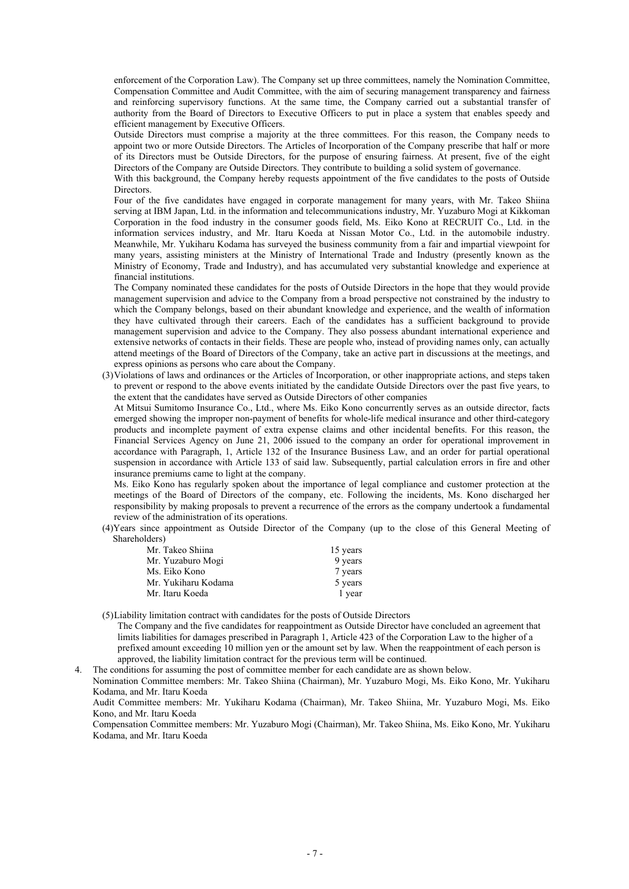enforcement of the Corporation Law). The Company set up three committees, namely the Nomination Committee, Compensation Committee and Audit Committee, with the aim of securing management transparency and fairness and reinforcing supervisory functions. At the same time, the Company carried out a substantial transfer of authority from the Board of Directors to Executive Officers to put in place a system that enables speedy and efficient management by Executive Officers.

Outside Directors must comprise a majority at the three committees. For this reason, the Company needs to appoint two or more Outside Directors. The Articles of Incorporation of the Company prescribe that half or more of its Directors must be Outside Directors, for the purpose of ensuring fairness. At present, five of the eight Directors of the Company are Outside Directors. They contribute to building a solid system of governance.

With this background, the Company hereby requests appointment of the five candidates to the posts of Outside Directors.

Four of the five candidates have engaged in corporate management for many years, with Mr. Takeo Shiina serving at IBM Japan, Ltd. in the information and telecommunications industry, Mr. Yuzaburo Mogi at Kikkoman Corporation in the food industry in the consumer goods field, Ms. Eiko Kono at RECRUIT Co., Ltd. in the information services industry, and Mr. Itaru Koeda at Nissan Motor Co., Ltd. in the automobile industry. Meanwhile, Mr. Yukiharu Kodama has surveyed the business community from a fair and impartial viewpoint for many years, assisting ministers at the Ministry of International Trade and Industry (presently known as the Ministry of Economy, Trade and Industry), and has accumulated very substantial knowledge and experience at financial institutions.

The Company nominated these candidates for the posts of Outside Directors in the hope that they would provide management supervision and advice to the Company from a broad perspective not constrained by the industry to which the Company belongs, based on their abundant knowledge and experience, and the wealth of information they have cultivated through their careers. Each of the candidates has a sufficient background to provide management supervision and advice to the Company. They also possess abundant international experience and extensive networks of contacts in their fields. These are people who, instead of providing names only, can actually attend meetings of the Board of Directors of the Company, take an active part in discussions at the meetings, and express opinions as persons who care about the Company.

(3) Violations of laws and ordinances or the Articles of Incorporation, or other inappropriate actions, and steps taken to prevent or respond to the above events initiated by the candidate Outside Directors over the past five years, to the extent that the candidates have served as Outside Directors of other companies

At Mitsui Sumitomo Insurance Co., Ltd., where Ms. Eiko Kono concurrently serves as an outside director, facts emerged showing the improper non-payment of benefits for whole-life medical insurance and other third-category products and incomplete payment of extra expense claims and other incidental benefits. For this reason, the Financial Services Agency on June 21, 2006 issued to the company an order for operational improvement in accordance with Paragraph, 1, Article 132 of the Insurance Business Law, and an order for partial operational suspension in accordance with Article 133 of said law. Subsequently, partial calculation errors in fire and other insurance premiums came to light at the company.

Ms. Eiko Kono has regularly spoken about the importance of legal compliance and customer protection at the meetings of the Board of Directors of the company, etc. Following the incidents, Ms. Kono discharged her responsibility by making proposals to prevent a recurrence of the errors as the company undertook a fundamental review of the administration of its operations.

(4) Years since appointment as Outside Director of the Company (up to the close of this General Meeting of Shareholders)

| | |
|---|---|
| Mr. Takeo Shiina | 15 years |
| Mr. Yuzaburo Mogi | 9 years |
| Ms. Eiko Kono | 7 years |
| Mr. Yukiharu Kodama | 5 years |
| Mr. Itaru Koeda | 1 year |

(5) Liability limitation contract with candidates for the posts of Outside Directors

The Company and the five candidates for reappointment as Outside Director have concluded an agreement that limits liabilities for damages prescribed in Paragraph 1, Article 423 of the Corporation Law to the higher of a prefixed amount exceeding 10 million yen or the amount set by law. When the reappointment of each person is approved, the liability limitation contract for the previous term will be continued.

4. The conditions for assuming the post of committee member for each candidate are as shown below.

Nomination Committee members: Mr. Takeo Shiina (Chairman), Mr. Yuzaburo Mogi, Ms. Eiko Kono, Mr. Yukiharu Kodama, and Mr. Itaru Koeda

Audit Committee members: Mr. Yukiharu Kodama (Chairman), Mr. Takeo Shiina, Mr. Yuzaburo Mogi, Ms. Eiko Kono, and Mr. Itaru Koeda

Compensation Committee members: Mr. Yuzaburo Mogi (Chairman), Mr. Takeo Shiina, Ms. Eiko Kono, Mr. Yukiharu Kodama, and Mr. Itaru Koeda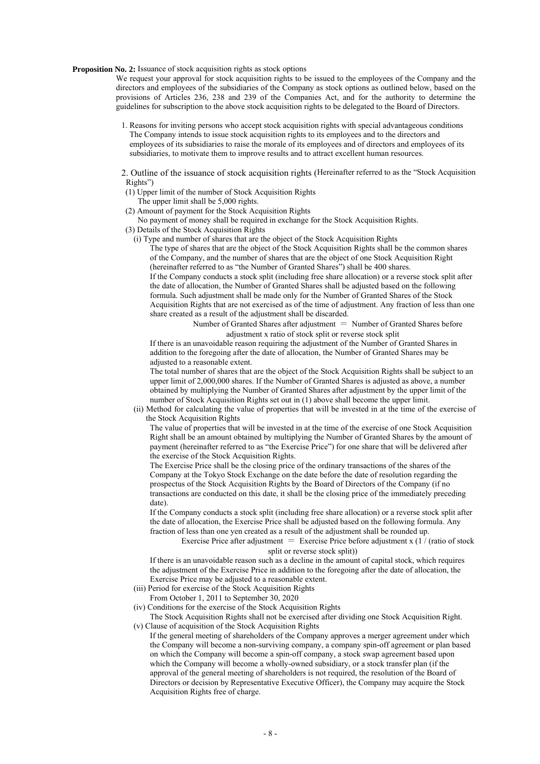**Proposition No. 2:** Issuance of stock acquisition rights as stock options

We request your approval for stock acquisition rights to be issued to the employees of the Company and the directors and employees of the subsidiaries of the Company as stock options as outlined below, based on the provisions of Articles 236, 238 and 239 of the Companies Act, and for the authority to determine the guidelines for subscription to the above stock acquisition rights to be delegated to the Board of Directors.

1. Reasons for inviting persons who accept stock acquisition rights with special advantageous conditions
   The Company intends to issue stock acquisition rights to its employees and to the directors and employees of its subsidiaries to raise the morale of its employees and of directors and employees of its subsidiaries, to motivate them to improve results and to attract excellent human resources.

2. Outline of the issuance of stock acquisition rights (Hereinafter referred to as the "Stock Acquisition Rights")

(1) Upper limit of the number of Stock Acquisition Rights
   The upper limit shall be 5,000 rights.

(2) Amount of payment for the Stock Acquisition Rights
   No payment of money shall be required in exchange for the Stock Acquisition Rights.

(3) Details of the Stock Acquisition Rights

(i) Type and number of shares that are the object of the Stock Acquisition Rights
   The type of shares that are the object of the Stock Acquisition Rights shall be the common shares of the Company, and the number of shares that are the object of one Stock Acquisition Right (hereinafter referred to as "the Number of Granted Shares") shall be 400 shares.
   If the Company conducts a stock split (including free share allocation) or a reverse stock split after the date of allocation, the Number of Granted Shares shall be adjusted based on the following formula. Such adjustment shall be made only for the Number of Granted Shares of the Stock Acquisition Rights that are not exercised as of the time of adjustment. Any fraction of less than one share created as a result of the adjustment shall be discarded.

   Number of Granted Shares after adjustment ＝ Number of Granted Shares before adjustment x ratio of stock split or reverse stock split

   If there is an unavoidable reason requiring the adjustment of the Number of Granted Shares in addition to the foregoing after the date of allocation, the Number of Granted Shares may be adjusted to a reasonable extent.
   The total number of shares that are the object of the Stock Acquisition Rights shall be subject to an upper limit of 2,000,000 shares. If the Number of Granted Shares is adjusted as above, a number obtained by multiplying the Number of Granted Shares after adjustment by the upper limit of the number of Stock Acquisition Rights set out in (1) above shall become the upper limit.

(ii) Method for calculating the value of properties that will be invested in at the time of the exercise of the Stock Acquisition Rights
   The value of properties that will be invested in at the time of the exercise of one Stock Acquisition Right shall be an amount obtained by multiplying the Number of Granted Shares by the amount of payment (hereinafter referred to as "the Exercise Price") for one share that will be delivered after the exercise of the Stock Acquisition Rights.
   The Exercise Price shall be the closing price of the ordinary transactions of the shares of the Company at the Tokyo Stock Exchange on the date before the date of resolution regarding the prospectus of the Stock Acquisition Rights by the Board of Directors of the Company (if no transactions are conducted on this date, it shall be the closing price of the immediately preceding date).
   If the Company conducts a stock split (including free share allocation) or a reverse stock split after the date of allocation, the Exercise Price shall be adjusted based on the following formula. Any fraction of less than one yen created as a result of the adjustment shall be rounded up.

   Exercise Price after adjustment ＝ Exercise Price before adjustment x (1 / (ratio of stock split or reverse stock split))

   If there is an unavoidable reason such as a decline in the amount of capital stock, which requires the adjustment of the Exercise Price in addition to the foregoing after the date of allocation, the Exercise Price may be adjusted to a reasonable extent.

(iii) Period for exercise of the Stock Acquisition Rights
   From October 1, 2011 to September 30, 2020

(iv) Conditions for the exercise of the Stock Acquisition Rights
   The Stock Acquisition Rights shall not be exercised after dividing one Stock Acquisition Right.

(v) Clause of acquisition of the Stock Acquisition Rights
   If the general meeting of shareholders of the Company approves a merger agreement under which the Company will become a non-surviving company, a company spin-off agreement or plan based on which the Company will become a spin-off company, a stock swap agreement based upon which the Company will become a wholly-owned subsidiary, or a stock transfer plan (if the approval of the general meeting of shareholders is not required, the resolution of the Board of Directors or decision by Representative Executive Officer), the Company may acquire the Stock Acquisition Rights free of charge.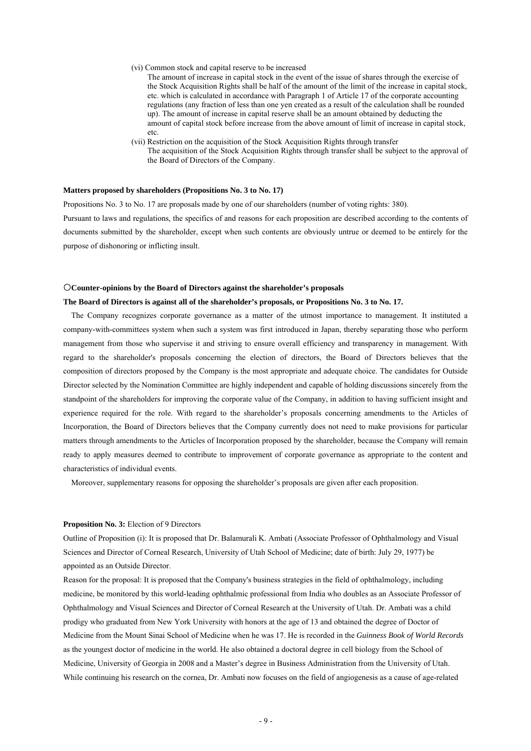(vi) Common stock and capital reserve to be increased
  The amount of increase in capital stock in the event of the issue of shares through the exercise of the Stock Acquisition Rights shall be half of the amount of the limit of the increase in capital stock, etc. which is calculated in accordance with Paragraph 1 of Article 17 of the corporate accounting regulations (any fraction of less than one yen created as a result of the calculation shall be rounded up). The amount of increase in capital reserve shall be an amount obtained by deducting the amount of capital stock before increase from the above amount of limit of increase in capital stock, etc.

(vii) Restriction on the acquisition of the Stock Acquisition Rights through transfer
  The acquisition of the Stock Acquisition Rights through transfer shall be subject to the approval of the Board of Directors of the Company.

**Matters proposed by shareholders (Propositions No. 3 to No. 17)**

Propositions No. 3 to No. 17 are proposals made by one of our shareholders (number of voting rights: 380).

Pursuant to laws and regulations, the specifics of and reasons for each proposition are described according to the contents of documents submitted by the shareholder, except when such contents are obviously untrue or deemed to be entirely for the purpose of dishonoring or inflicting insult.

**○Counter-opinions by the Board of Directors against the shareholder's proposals**

**The Board of Directors is against all of the shareholder's proposals, or Propositions No. 3 to No. 17.**

The Company recognizes corporate governance as a matter of the utmost importance to management. It instituted a company-with-committees system when such a system was first introduced in Japan, thereby separating those who perform management from those who supervise it and striving to ensure overall efficiency and transparency in management. With regard to the shareholder's proposals concerning the election of directors, the Board of Directors believes that the composition of directors proposed by the Company is the most appropriate and adequate choice. The candidates for Outside Director selected by the Nomination Committee are highly independent and capable of holding discussions sincerely from the standpoint of the shareholders for improving the corporate value of the Company, in addition to having sufficient insight and experience required for the role. With regard to the shareholder's proposals concerning amendments to the Articles of Incorporation, the Board of Directors believes that the Company currently does not need to make provisions for particular matters through amendments to the Articles of Incorporation proposed by the shareholder, because the Company will remain ready to apply measures deemed to contribute to improvement of corporate governance as appropriate to the content and characteristics of individual events.

Moreover, supplementary reasons for opposing the shareholder's proposals are given after each proposition.

**Proposition No. 3:** Election of 9 Directors

Outline of Proposition (i): It is proposed that Dr. Balamurali K. Ambati (Associate Professor of Ophthalmology and Visual Sciences and Director of Corneal Research, University of Utah School of Medicine; date of birth: July 29, 1977) be appointed as an Outside Director.

Reason for the proposal: It is proposed that the Company's business strategies in the field of ophthalmology, including medicine, be monitored by this world-leading ophthalmic professional from India who doubles as an Associate Professor of Ophthalmology and Visual Sciences and Director of Corneal Research at the University of Utah. Dr. Ambati was a child prodigy who graduated from New York University with honors at the age of 13 and obtained the degree of Doctor of Medicine from the Mount Sinai School of Medicine when he was 17. He is recorded in the *Guinness Book of World Records* as the youngest doctor of medicine in the world. He also obtained a doctoral degree in cell biology from the School of Medicine, University of Georgia in 2008 and a Master's degree in Business Administration from the University of Utah. While continuing his research on the cornea, Dr. Ambati now focuses on the field of angiogenesis as a cause of age-related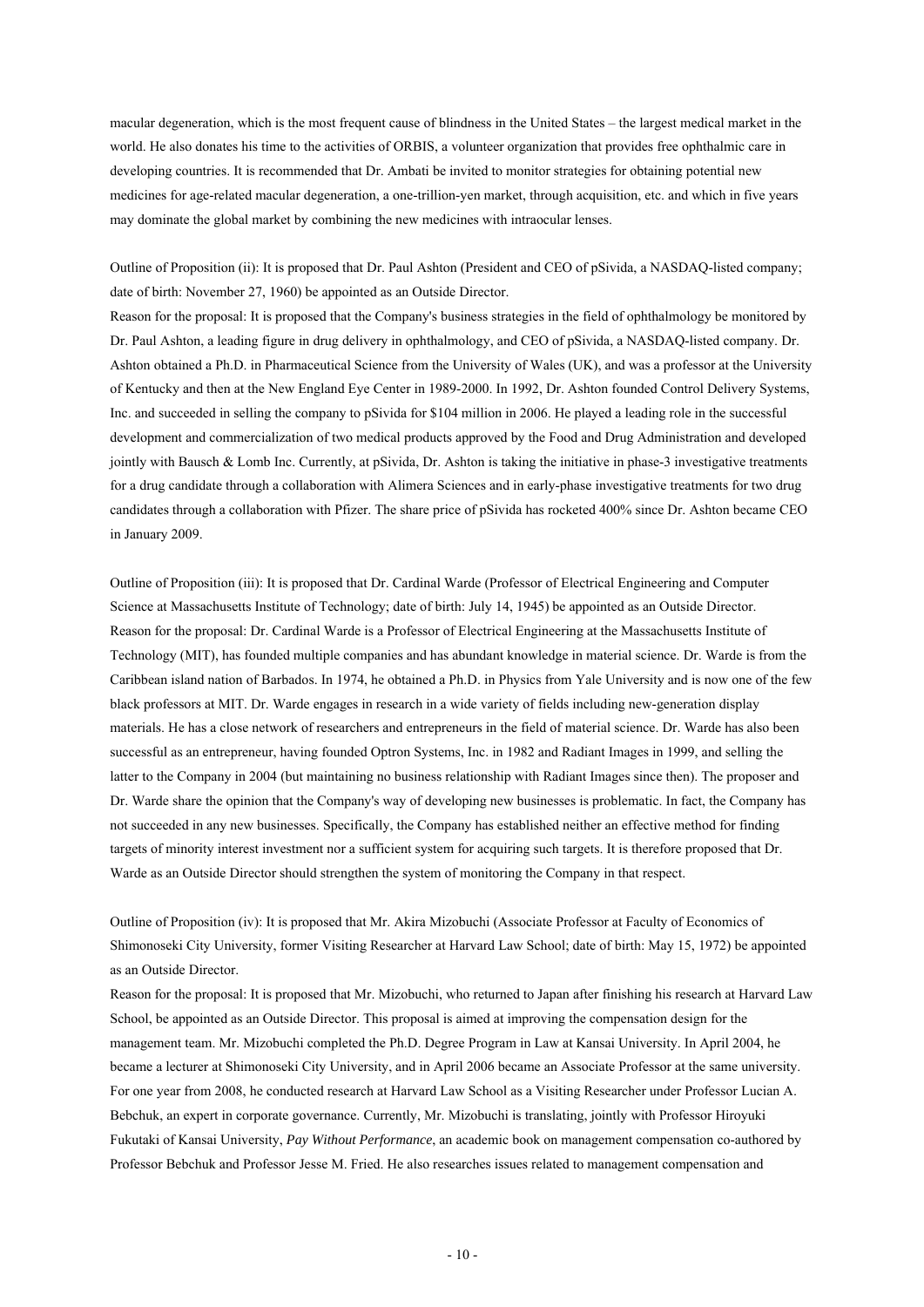macular degeneration, which is the most frequent cause of blindness in the United States – the largest medical market in the world. He also donates his time to the activities of ORBIS, a volunteer organization that provides free ophthalmic care in developing countries. It is recommended that Dr. Ambati be invited to monitor strategies for obtaining potential new medicines for age-related macular degeneration, a one-trillion-yen market, through acquisition, etc. and which in five years may dominate the global market by combining the new medicines with intraocular lenses.

Outline of Proposition (ii): It is proposed that Dr. Paul Ashton (President and CEO of pSivida, a NASDAQ-listed company; date of birth: November 27, 1960) be appointed as an Outside Director.

Reason for the proposal: It is proposed that the Company's business strategies in the field of ophthalmology be monitored by Dr. Paul Ashton, a leading figure in drug delivery in ophthalmology, and CEO of pSivida, a NASDAQ-listed company. Dr. Ashton obtained a Ph.D. in Pharmaceutical Science from the University of Wales (UK), and was a professor at the University of Kentucky and then at the New England Eye Center in 1989-2000. In 1992, Dr. Ashton founded Control Delivery Systems, Inc. and succeeded in selling the company to pSivida for $104 million in 2006. He played a leading role in the successful development and commercialization of two medical products approved by the Food and Drug Administration and developed jointly with Bausch & Lomb Inc. Currently, at pSivida, Dr. Ashton is taking the initiative in phase-3 investigative treatments for a drug candidate through a collaboration with Alimera Sciences and in early-phase investigative treatments for two drug candidates through a collaboration with Pfizer. The share price of pSivida has rocketed 400% since Dr. Ashton became CEO in January 2009.

Outline of Proposition (iii): It is proposed that Dr. Cardinal Warde (Professor of Electrical Engineering and Computer Science at Massachusetts Institute of Technology; date of birth: July 14, 1945) be appointed as an Outside Director.

Reason for the proposal: Dr. Cardinal Warde is a Professor of Electrical Engineering at the Massachusetts Institute of Technology (MIT), has founded multiple companies and has abundant knowledge in material science. Dr. Warde is from the Caribbean island nation of Barbados. In 1974, he obtained a Ph.D. in Physics from Yale University and is now one of the few black professors at MIT. Dr. Warde engages in research in a wide variety of fields including new-generation display materials. He has a close network of researchers and entrepreneurs in the field of material science. Dr. Warde has also been successful as an entrepreneur, having founded Optron Systems, Inc. in 1982 and Radiant Images in 1999, and selling the latter to the Company in 2004 (but maintaining no business relationship with Radiant Images since then). The proposer and Dr. Warde share the opinion that the Company's way of developing new businesses is problematic. In fact, the Company has not succeeded in any new businesses. Specifically, the Company has established neither an effective method for finding targets of minority interest investment nor a sufficient system for acquiring such targets. It is therefore proposed that Dr. Warde as an Outside Director should strengthen the system of monitoring the Company in that respect.

Outline of Proposition (iv): It is proposed that Mr. Akira Mizobuchi (Associate Professor at Faculty of Economics of Shimonoseki City University, former Visiting Researcher at Harvard Law School; date of birth: May 15, 1972) be appointed as an Outside Director.

Reason for the proposal: It is proposed that Mr. Mizobuchi, who returned to Japan after finishing his research at Harvard Law School, be appointed as an Outside Director. This proposal is aimed at improving the compensation design for the management team. Mr. Mizobuchi completed the Ph.D. Degree Program in Law at Kansai University. In April 2004, he became a lecturer at Shimonoseki City University, and in April 2006 became an Associate Professor at the same university. For one year from 2008, he conducted research at Harvard Law School as a Visiting Researcher under Professor Lucian A. Bebchuk, an expert in corporate governance. Currently, Mr. Mizobuchi is translating, jointly with Professor Hiroyuki Fukutaki of Kansai University, *Pay Without Performance*, an academic book on management compensation co-authored by Professor Bebchuk and Professor Jesse M. Fried. He also researches issues related to management compensation and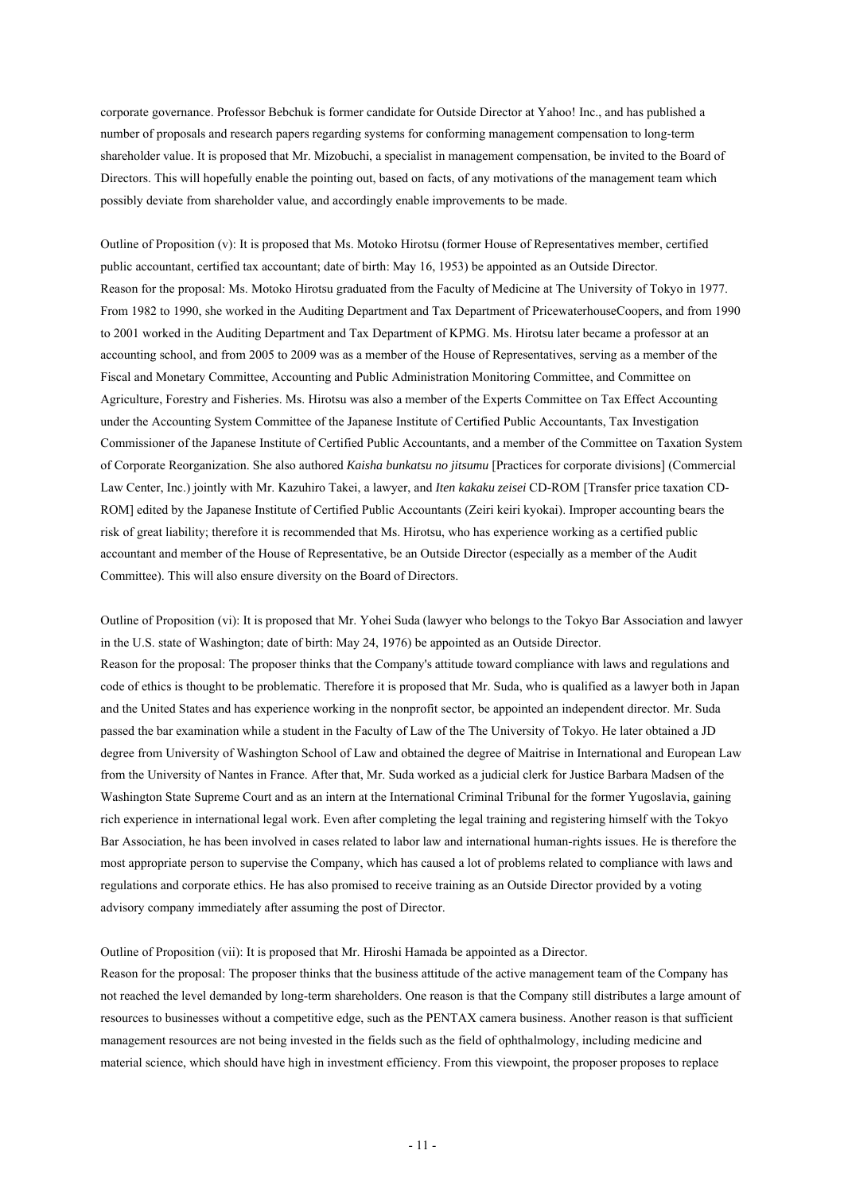corporate governance. Professor Bebchuk is former candidate for Outside Director at Yahoo! Inc., and has published a number of proposals and research papers regarding systems for conforming management compensation to long-term shareholder value. It is proposed that Mr. Mizobuchi, a specialist in management compensation, be invited to the Board of Directors. This will hopefully enable the pointing out, based on facts, of any motivations of the management team which possibly deviate from shareholder value, and accordingly enable improvements to be made.

Outline of Proposition (v): It is proposed that Ms. Motoko Hirotsu (former House of Representatives member, certified public accountant, certified tax accountant; date of birth: May 16, 1953) be appointed as an Outside Director.
Reason for the proposal: Ms. Motoko Hirotsu graduated from the Faculty of Medicine at The University of Tokyo in 1977. From 1982 to 1990, she worked in the Auditing Department and Tax Department of PricewaterhouseCoopers, and from 1990 to 2001 worked in the Auditing Department and Tax Department of KPMG. Ms. Hirotsu later became a professor at an accounting school, and from 2005 to 2009 was as a member of the House of Representatives, serving as a member of the Fiscal and Monetary Committee, Accounting and Public Administration Monitoring Committee, and Committee on Agriculture, Forestry and Fisheries. Ms. Hirotsu was also a member of the Experts Committee on Tax Effect Accounting under the Accounting System Committee of the Japanese Institute of Certified Public Accountants, Tax Investigation Commissioner of the Japanese Institute of Certified Public Accountants, and a member of the Committee on Taxation System of Corporate Reorganization. She also authored *Kaisha bunkatsu no jitsumu* [Practices for corporate divisions] (Commercial Law Center, Inc.) jointly with Mr. Kazuhiro Takei, a lawyer, and *Iten kakaku zeisei* CD-ROM [Transfer price taxation CD-ROM] edited by the Japanese Institute of Certified Public Accountants (Zeiri keiri kyokai). Improper accounting bears the risk of great liability; therefore it is recommended that Ms. Hirotsu, who has experience working as a certified public accountant and member of the House of Representative, be an Outside Director (especially as a member of the Audit Committee). This will also ensure diversity on the Board of Directors.

Outline of Proposition (vi): It is proposed that Mr. Yohei Suda (lawyer who belongs to the Tokyo Bar Association and lawyer in the U.S. state of Washington; date of birth: May 24, 1976) be appointed as an Outside Director.
Reason for the proposal: The proposer thinks that the Company's attitude toward compliance with laws and regulations and code of ethics is thought to be problematic. Therefore it is proposed that Mr. Suda, who is qualified as a lawyer both in Japan and the United States and has experience working in the nonprofit sector, be appointed an independent director. Mr. Suda passed the bar examination while a student in the Faculty of Law of the The University of Tokyo. He later obtained a JD degree from University of Washington School of Law and obtained the degree of Maitrise in International and European Law from the University of Nantes in France. After that, Mr. Suda worked as a judicial clerk for Justice Barbara Madsen of the Washington State Supreme Court and as an intern at the International Criminal Tribunal for the former Yugoslavia, gaining rich experience in international legal work. Even after completing the legal training and registering himself with the Tokyo Bar Association, he has been involved in cases related to labor law and international human-rights issues. He is therefore the most appropriate person to supervise the Company, which has caused a lot of problems related to compliance with laws and regulations and corporate ethics. He has also promised to receive training as an Outside Director provided by a voting advisory company immediately after assuming the post of Director.

Outline of Proposition (vii): It is proposed that Mr. Hiroshi Hamada be appointed as a Director.
Reason for the proposal: The proposer thinks that the business attitude of the active management team of the Company has not reached the level demanded by long-term shareholders. One reason is that the Company still distributes a large amount of resources to businesses without a competitive edge, such as the PENTAX camera business. Another reason is that sufficient management resources are not being invested in the fields such as the field of ophthalmology, including medicine and material science, which should have high in investment efficiency. From this viewpoint, the proposer proposes to replace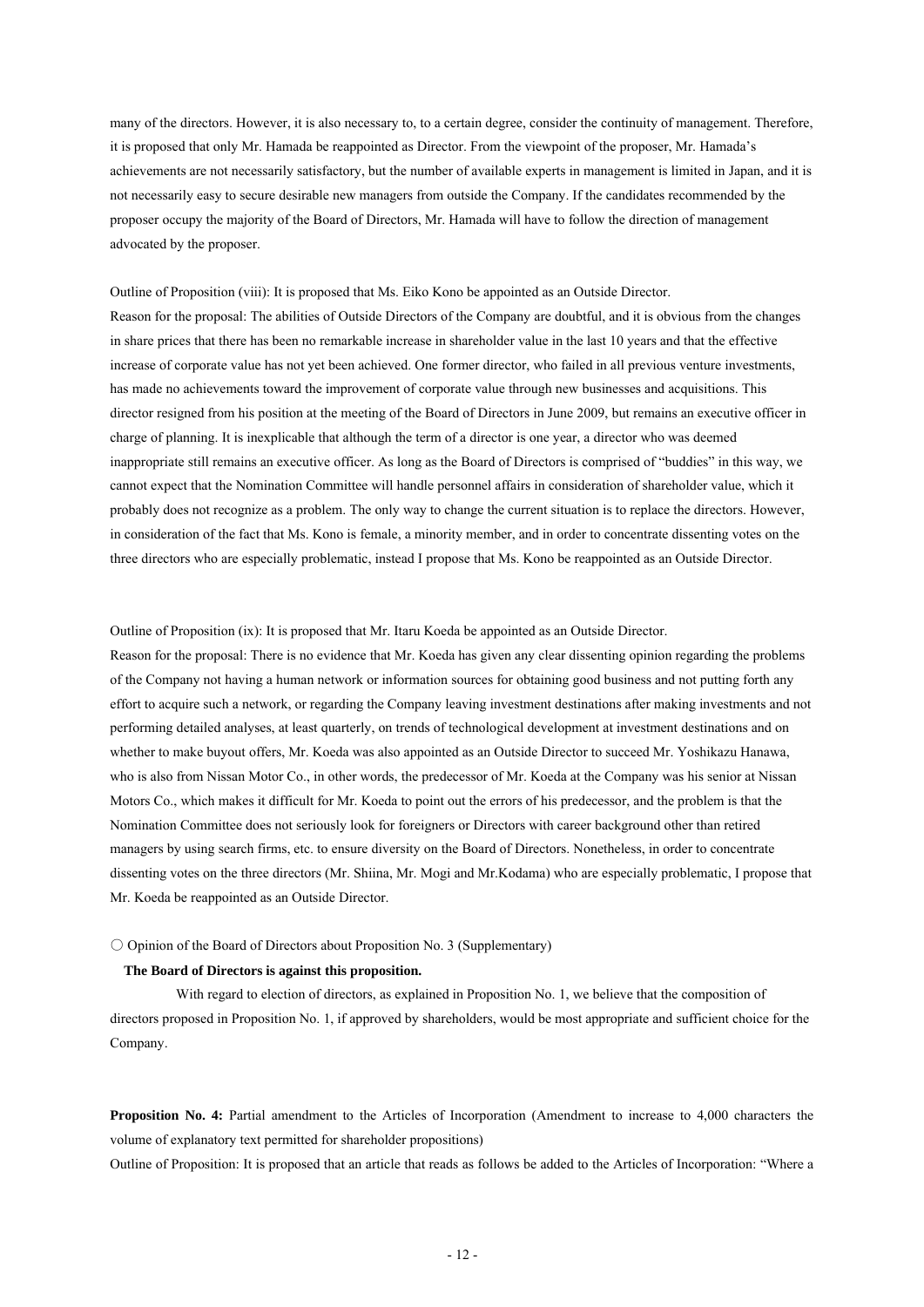many of the directors. However, it is also necessary to, to a certain degree, consider the continuity of management. Therefore, it is proposed that only Mr. Hamada be reappointed as Director. From the viewpoint of the proposer, Mr. Hamada's achievements are not necessarily satisfactory, but the number of available experts in management is limited in Japan, and it is not necessarily easy to secure desirable new managers from outside the Company. If the candidates recommended by the proposer occupy the majority of the Board of Directors, Mr. Hamada will have to follow the direction of management advocated by the proposer.

Outline of Proposition (viii): It is proposed that Ms. Eiko Kono be appointed as an Outside Director.

Reason for the proposal: The abilities of Outside Directors of the Company are doubtful, and it is obvious from the changes in share prices that there has been no remarkable increase in shareholder value in the last 10 years and that the effective increase of corporate value has not yet been achieved. One former director, who failed in all previous venture investments, has made no achievements toward the improvement of corporate value through new businesses and acquisitions. This director resigned from his position at the meeting of the Board of Directors in June 2009, but remains an executive officer in charge of planning. It is inexplicable that although the term of a director is one year, a director who was deemed inappropriate still remains an executive officer. As long as the Board of Directors is comprised of "buddies" in this way, we cannot expect that the Nomination Committee will handle personnel affairs in consideration of shareholder value, which it probably does not recognize as a problem. The only way to change the current situation is to replace the directors. However, in consideration of the fact that Ms. Kono is female, a minority member, and in order to concentrate dissenting votes on the three directors who are especially problematic, instead I propose that Ms. Kono be reappointed as an Outside Director.

Outline of Proposition (ix): It is proposed that Mr. Itaru Koeda be appointed as an Outside Director.

Reason for the proposal: There is no evidence that Mr. Koeda has given any clear dissenting opinion regarding the problems of the Company not having a human network or information sources for obtaining good business and not putting forth any effort to acquire such a network, or regarding the Company leaving investment destinations after making investments and not performing detailed analyses, at least quarterly, on trends of technological development at investment destinations and on whether to make buyout offers, Mr. Koeda was also appointed as an Outside Director to succeed Mr. Yoshikazu Hanawa, who is also from Nissan Motor Co., in other words, the predecessor of Mr. Koeda at the Company was his senior at Nissan Motors Co., which makes it difficult for Mr. Koeda to point out the errors of his predecessor, and the problem is that the Nomination Committee does not seriously look for foreigners or Directors with career background other than retired managers by using search firms, etc. to ensure diversity on the Board of Directors. Nonetheless, in order to concentrate dissenting votes on the three directors (Mr. Shiina, Mr. Mogi and Mr.Kodama) who are especially problematic, I propose that Mr. Koeda be reappointed as an Outside Director.

○ Opinion of the Board of Directors about Proposition No. 3 (Supplementary)

**The Board of Directors is against this proposition.**

With regard to election of directors, as explained in Proposition No. 1, we believe that the composition of directors proposed in Proposition No. 1, if approved by shareholders, would be most appropriate and sufficient choice for the Company.

**Proposition No. 4:** Partial amendment to the Articles of Incorporation (Amendment to increase to 4,000 characters the volume of explanatory text permitted for shareholder propositions)

Outline of Proposition: It is proposed that an article that reads as follows be added to the Articles of Incorporation: "Where a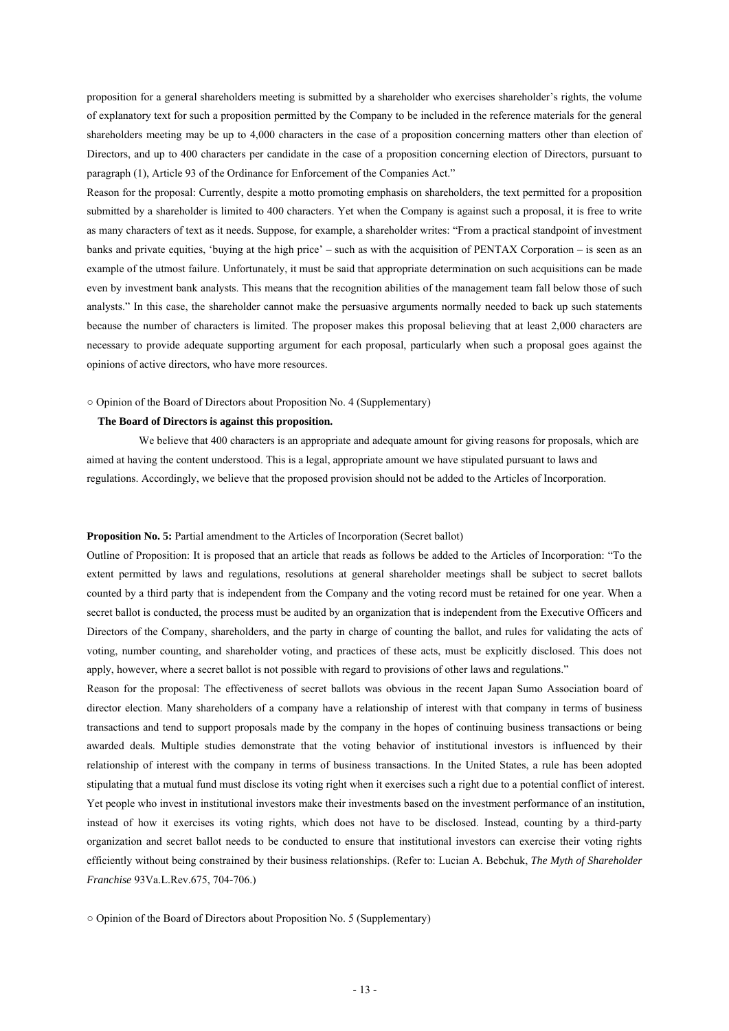proposition for a general shareholders meeting is submitted by a shareholder who exercises shareholder's rights, the volume of explanatory text for such a proposition permitted by the Company to be included in the reference materials for the general shareholders meeting may be up to 4,000 characters in the case of a proposition concerning matters other than election of Directors, and up to 400 characters per candidate in the case of a proposition concerning election of Directors, pursuant to paragraph (1), Article 93 of the Ordinance for Enforcement of the Companies Act."

Reason for the proposal: Currently, despite a motto promoting emphasis on shareholders, the text permitted for a proposition submitted by a shareholder is limited to 400 characters. Yet when the Company is against such a proposal, it is free to write as many characters of text as it needs. Suppose, for example, a shareholder writes: "From a practical standpoint of investment banks and private equities, 'buying at the high price' – such as with the acquisition of PENTAX Corporation – is seen as an example of the utmost failure. Unfortunately, it must be said that appropriate determination on such acquisitions can be made even by investment bank analysts. This means that the recognition abilities of the management team fall below those of such analysts." In this case, the shareholder cannot make the persuasive arguments normally needed to back up such statements because the number of characters is limited. The proposer makes this proposal believing that at least 2,000 characters are necessary to provide adequate supporting argument for each proposal, particularly when such a proposal goes against the opinions of active directors, who have more resources.

○ Opinion of the Board of Directors about Proposition No. 4 (Supplementary)

**The Board of Directors is against this proposition.**

We believe that 400 characters is an appropriate and adequate amount for giving reasons for proposals, which are aimed at having the content understood. This is a legal, appropriate amount we have stipulated pursuant to laws and regulations. Accordingly, we believe that the proposed provision should not be added to the Articles of Incorporation.

**Proposition No. 5:** Partial amendment to the Articles of Incorporation (Secret ballot)

Outline of Proposition: It is proposed that an article that reads as follows be added to the Articles of Incorporation: "To the extent permitted by laws and regulations, resolutions at general shareholder meetings shall be subject to secret ballots counted by a third party that is independent from the Company and the voting record must be retained for one year. When a secret ballot is conducted, the process must be audited by an organization that is independent from the Executive Officers and Directors of the Company, shareholders, and the party in charge of counting the ballot, and rules for validating the acts of voting, number counting, and shareholder voting, and practices of these acts, must be explicitly disclosed. This does not apply, however, where a secret ballot is not possible with regard to provisions of other laws and regulations."

Reason for the proposal: The effectiveness of secret ballots was obvious in the recent Japan Sumo Association board of director election. Many shareholders of a company have a relationship of interest with that company in terms of business transactions and tend to support proposals made by the company in the hopes of continuing business transactions or being awarded deals. Multiple studies demonstrate that the voting behavior of institutional investors is influenced by their relationship of interest with the company in terms of business transactions. In the United States, a rule has been adopted stipulating that a mutual fund must disclose its voting right when it exercises such a right due to a potential conflict of interest. Yet people who invest in institutional investors make their investments based on the investment performance of an institution, instead of how it exercises its voting rights, which does not have to be disclosed. Instead, counting by a third-party organization and secret ballot needs to be conducted to ensure that institutional investors can exercise their voting rights efficiently without being constrained by their business relationships. (Refer to: Lucian A. Bebchuk, *The Myth of Shareholder Franchise* 93Va.L.Rev.675, 704-706.)

○ Opinion of the Board of Directors about Proposition No. 5 (Supplementary)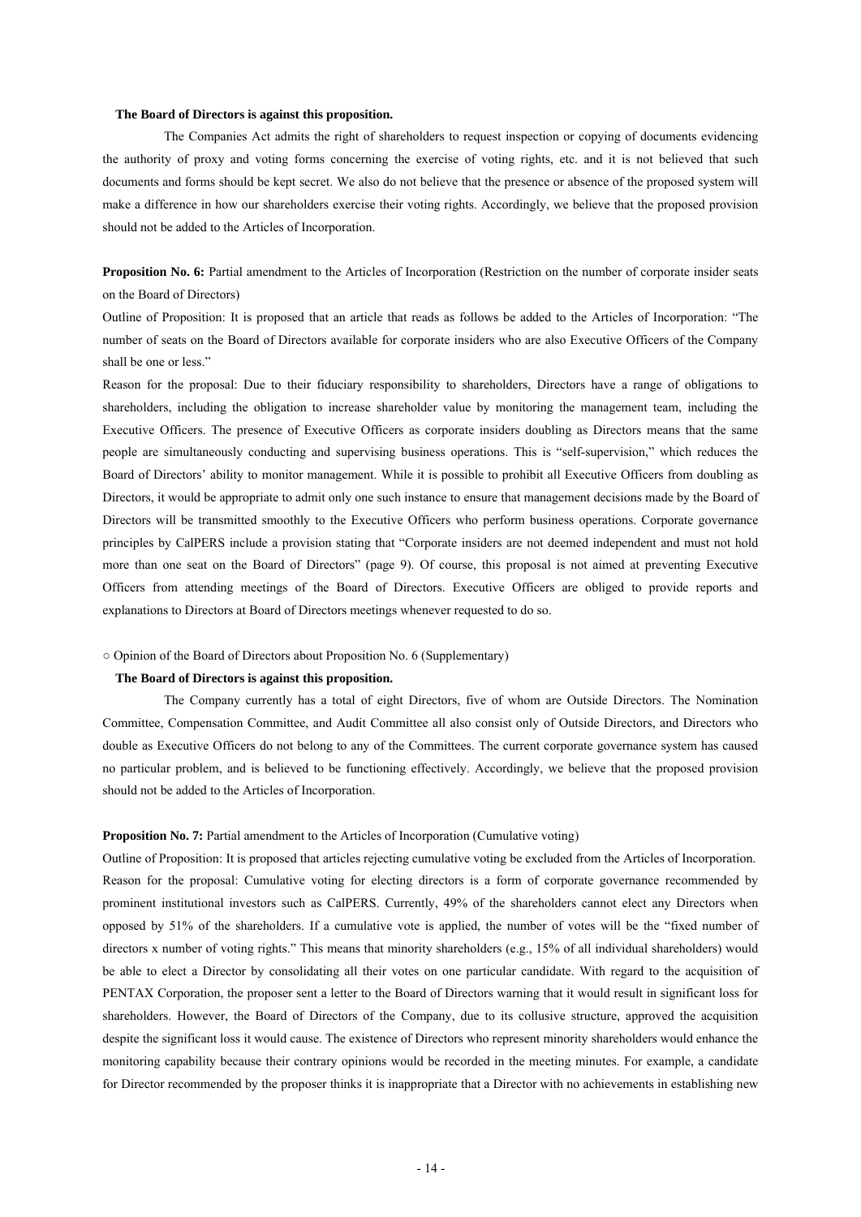**The Board of Directors is against this proposition.**

The Companies Act admits the right of shareholders to request inspection or copying of documents evidencing the authority of proxy and voting forms concerning the exercise of voting rights, etc. and it is not believed that such documents and forms should be kept secret. We also do not believe that the presence or absence of the proposed system will make a difference in how our shareholders exercise their voting rights. Accordingly, we believe that the proposed provision should not be added to the Articles of Incorporation.

**Proposition No. 6:** Partial amendment to the Articles of Incorporation (Restriction on the number of corporate insider seats on the Board of Directors)

Outline of Proposition: It is proposed that an article that reads as follows be added to the Articles of Incorporation: "The number of seats on the Board of Directors available for corporate insiders who are also Executive Officers of the Company shall be one or less."

Reason for the proposal: Due to their fiduciary responsibility to shareholders, Directors have a range of obligations to shareholders, including the obligation to increase shareholder value by monitoring the management team, including the Executive Officers. The presence of Executive Officers as corporate insiders doubling as Directors means that the same people are simultaneously conducting and supervising business operations. This is "self-supervision," which reduces the Board of Directors' ability to monitor management. While it is possible to prohibit all Executive Officers from doubling as Directors, it would be appropriate to admit only one such instance to ensure that management decisions made by the Board of Directors will be transmitted smoothly to the Executive Officers who perform business operations. Corporate governance principles by CalPERS include a provision stating that "Corporate insiders are not deemed independent and must not hold more than one seat on the Board of Directors" (page 9). Of course, this proposal is not aimed at preventing Executive Officers from attending meetings of the Board of Directors. Executive Officers are obliged to provide reports and explanations to Directors at Board of Directors meetings whenever requested to do so.

○ Opinion of the Board of Directors about Proposition No. 6 (Supplementary)

**The Board of Directors is against this proposition.**

The Company currently has a total of eight Directors, five of whom are Outside Directors. The Nomination Committee, Compensation Committee, and Audit Committee all also consist only of Outside Directors, and Directors who double as Executive Officers do not belong to any of the Committees. The current corporate governance system has caused no particular problem, and is believed to be functioning effectively. Accordingly, we believe that the proposed provision should not be added to the Articles of Incorporation.

**Proposition No. 7:** Partial amendment to the Articles of Incorporation (Cumulative voting)

Outline of Proposition: It is proposed that articles rejecting cumulative voting be excluded from the Articles of Incorporation.

Reason for the proposal: Cumulative voting for electing directors is a form of corporate governance recommended by prominent institutional investors such as CalPERS. Currently, 49% of the shareholders cannot elect any Directors when opposed by 51% of the shareholders. If a cumulative vote is applied, the number of votes will be the "fixed number of directors x number of voting rights." This means that minority shareholders (e.g., 15% of all individual shareholders) would be able to elect a Director by consolidating all their votes on one particular candidate. With regard to the acquisition of PENTAX Corporation, the proposer sent a letter to the Board of Directors warning that it would result in significant loss for shareholders. However, the Board of Directors of the Company, due to its collusive structure, approved the acquisition despite the significant loss it would cause. The existence of Directors who represent minority shareholders would enhance the monitoring capability because their contrary opinions would be recorded in the meeting minutes. For example, a candidate for Director recommended by the proposer thinks it is inappropriate that a Director with no achievements in establishing new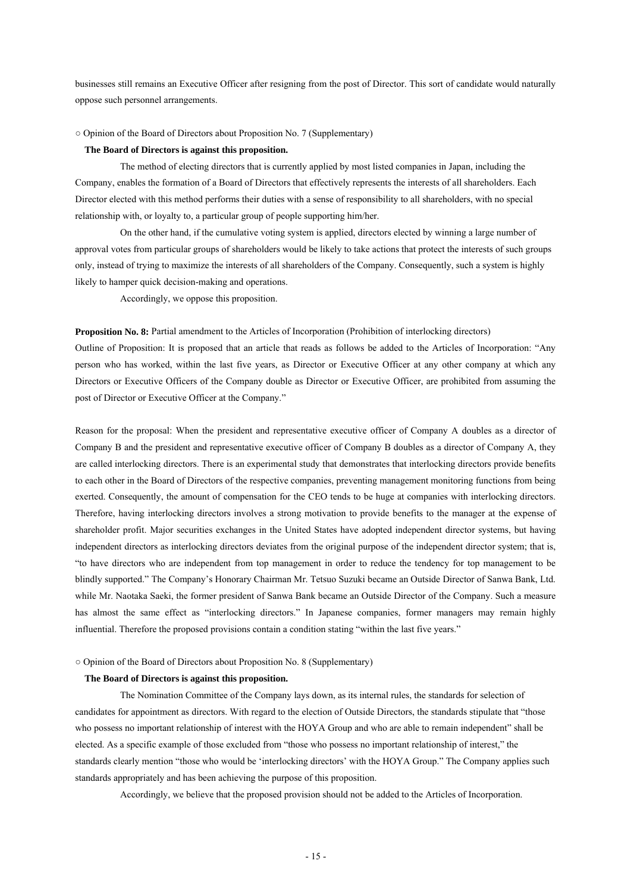businesses still remains an Executive Officer after resigning from the post of Director. This sort of candidate would naturally oppose such personnel arrangements.

○ Opinion of the Board of Directors about Proposition No. 7 (Supplementary)

**The Board of Directors is against this proposition.**

The method of electing directors that is currently applied by most listed companies in Japan, including the Company, enables the formation of a Board of Directors that effectively represents the interests of all shareholders. Each Director elected with this method performs their duties with a sense of responsibility to all shareholders, with no special relationship with, or loyalty to, a particular group of people supporting him/her.

On the other hand, if the cumulative voting system is applied, directors elected by winning a large number of approval votes from particular groups of shareholders would be likely to take actions that protect the interests of such groups only, instead of trying to maximize the interests of all shareholders of the Company. Consequently, such a system is highly likely to hamper quick decision-making and operations.

Accordingly, we oppose this proposition.

**Proposition No. 8:** Partial amendment to the Articles of Incorporation (Prohibition of interlocking directors)

Outline of Proposition: It is proposed that an article that reads as follows be added to the Articles of Incorporation: "Any person who has worked, within the last five years, as Director or Executive Officer at any other company at which any Directors or Executive Officers of the Company double as Director or Executive Officer, are prohibited from assuming the post of Director or Executive Officer at the Company."

Reason for the proposal: When the president and representative executive officer of Company A doubles as a director of Company B and the president and representative executive officer of Company B doubles as a director of Company A, they are called interlocking directors. There is an experimental study that demonstrates that interlocking directors provide benefits to each other in the Board of Directors of the respective companies, preventing management monitoring functions from being exerted. Consequently, the amount of compensation for the CEO tends to be huge at companies with interlocking directors. Therefore, having interlocking directors involves a strong motivation to provide benefits to the manager at the expense of shareholder profit. Major securities exchanges in the United States have adopted independent director systems, but having independent directors as interlocking directors deviates from the original purpose of the independent director system; that is, "to have directors who are independent from top management in order to reduce the tendency for top management to be blindly supported." The Company's Honorary Chairman Mr. Tetsuo Suzuki became an Outside Director of Sanwa Bank, Ltd. while Mr. Naotaka Saeki, the former president of Sanwa Bank became an Outside Director of the Company. Such a measure has almost the same effect as "interlocking directors." In Japanese companies, former managers may remain highly influential. Therefore the proposed provisions contain a condition stating "within the last five years."

○ Opinion of the Board of Directors about Proposition No. 8 (Supplementary)

**The Board of Directors is against this proposition.**

The Nomination Committee of the Company lays down, as its internal rules, the standards for selection of candidates for appointment as directors. With regard to the election of Outside Directors, the standards stipulate that "those who possess no important relationship of interest with the HOYA Group and who are able to remain independent" shall be elected. As a specific example of those excluded from "those who possess no important relationship of interest," the standards clearly mention "those who would be 'interlocking directors' with the HOYA Group." The Company applies such standards appropriately and has been achieving the purpose of this proposition.

Accordingly, we believe that the proposed provision should not be added to the Articles of Incorporation.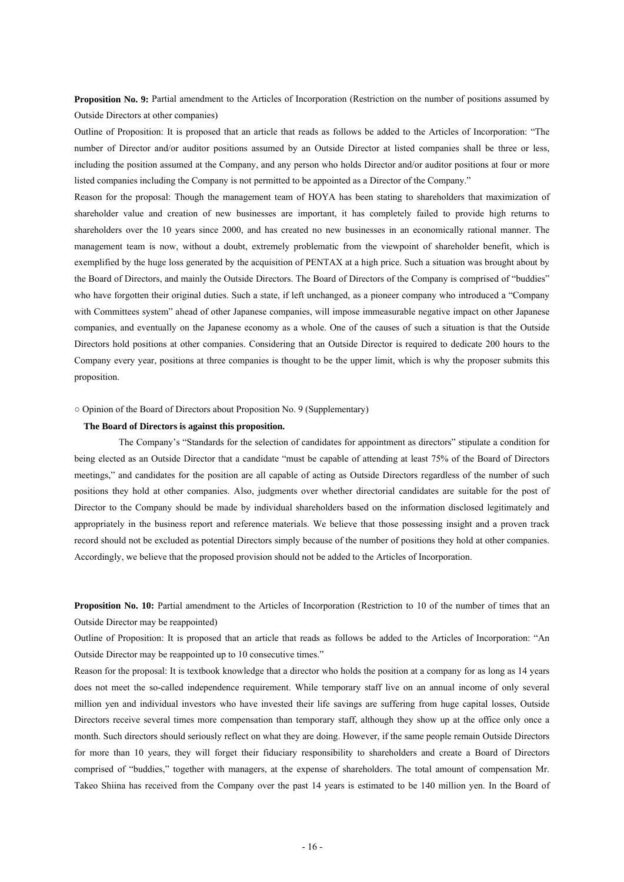**Proposition No. 9:** Partial amendment to the Articles of Incorporation (Restriction on the number of positions assumed by Outside Directors at other companies)

Outline of Proposition: It is proposed that an article that reads as follows be added to the Articles of Incorporation: "The number of Director and/or auditor positions assumed by an Outside Director at listed companies shall be three or less, including the position assumed at the Company, and any person who holds Director and/or auditor positions at four or more listed companies including the Company is not permitted to be appointed as a Director of the Company."

Reason for the proposal: Though the management team of HOYA has been stating to shareholders that maximization of shareholder value and creation of new businesses are important, it has completely failed to provide high returns to shareholders over the 10 years since 2000, and has created no new businesses in an economically rational manner. The management team is now, without a doubt, extremely problematic from the viewpoint of shareholder benefit, which is exemplified by the huge loss generated by the acquisition of PENTAX at a high price. Such a situation was brought about by the Board of Directors, and mainly the Outside Directors. The Board of Directors of the Company is comprised of "buddies" who have forgotten their original duties. Such a state, if left unchanged, as a pioneer company who introduced a "Company with Committees system" ahead of other Japanese companies, will impose immeasurable negative impact on other Japanese companies, and eventually on the Japanese economy as a whole. One of the causes of such a situation is that the Outside Directors hold positions at other companies. Considering that an Outside Director is required to dedicate 200 hours to the Company every year, positions at three companies is thought to be the upper limit, which is why the proposer submits this proposition.

○ Opinion of the Board of Directors about Proposition No. 9 (Supplementary)

**The Board of Directors is against this proposition.**

The Company's "Standards for the selection of candidates for appointment as directors" stipulate a condition for being elected as an Outside Director that a candidate "must be capable of attending at least 75% of the Board of Directors meetings," and candidates for the position are all capable of acting as Outside Directors regardless of the number of such positions they hold at other companies. Also, judgments over whether directorial candidates are suitable for the post of Director to the Company should be made by individual shareholders based on the information disclosed legitimately and appropriately in the business report and reference materials. We believe that those possessing insight and a proven track record should not be excluded as potential Directors simply because of the number of positions they hold at other companies. Accordingly, we believe that the proposed provision should not be added to the Articles of Incorporation.

**Proposition No. 10:** Partial amendment to the Articles of Incorporation (Restriction to 10 of the number of times that an Outside Director may be reappointed)

Outline of Proposition: It is proposed that an article that reads as follows be added to the Articles of Incorporation: "An Outside Director may be reappointed up to 10 consecutive times."

Reason for the proposal: It is textbook knowledge that a director who holds the position at a company for as long as 14 years does not meet the so-called independence requirement. While temporary staff live on an annual income of only several million yen and individual investors who have invested their life savings are suffering from huge capital losses, Outside Directors receive several times more compensation than temporary staff, although they show up at the office only once a month. Such directors should seriously reflect on what they are doing. However, if the same people remain Outside Directors for more than 10 years, they will forget their fiduciary responsibility to shareholders and create a Board of Directors comprised of "buddies," together with managers, at the expense of shareholders. The total amount of compensation Mr. Takeo Shiina has received from the Company over the past 14 years is estimated to be 140 million yen. In the Board of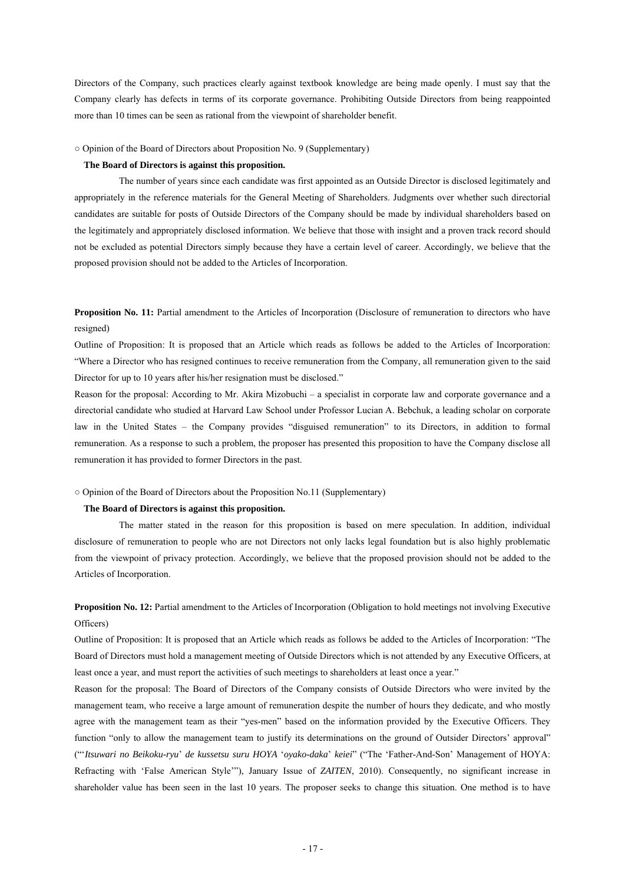Directors of the Company, such practices clearly against textbook knowledge are being made openly. I must say that the Company clearly has defects in terms of its corporate governance. Prohibiting Outside Directors from being reappointed more than 10 times can be seen as rational from the viewpoint of shareholder benefit.

○ Opinion of the Board of Directors about Proposition No. 9 (Supplementary)

**The Board of Directors is against this proposition.**

The number of years since each candidate was first appointed as an Outside Director is disclosed legitimately and appropriately in the reference materials for the General Meeting of Shareholders. Judgments over whether such directorial candidates are suitable for posts of Outside Directors of the Company should be made by individual shareholders based on the legitimately and appropriately disclosed information. We believe that those with insight and a proven track record should not be excluded as potential Directors simply because they have a certain level of career. Accordingly, we believe that the proposed provision should not be added to the Articles of Incorporation.

**Proposition No. 11:** Partial amendment to the Articles of Incorporation (Disclosure of remuneration to directors who have resigned)

Outline of Proposition: It is proposed that an Article which reads as follows be added to the Articles of Incorporation: "Where a Director who has resigned continues to receive remuneration from the Company, all remuneration given to the said Director for up to 10 years after his/her resignation must be disclosed."

Reason for the proposal: According to Mr. Akira Mizobuchi – a specialist in corporate law and corporate governance and a directorial candidate who studied at Harvard Law School under Professor Lucian A. Bebchuk, a leading scholar on corporate law in the United States – the Company provides "disguised remuneration" to its Directors, in addition to formal remuneration. As a response to such a problem, the proposer has presented this proposition to have the Company disclose all remuneration it has provided to former Directors in the past.

○ Opinion of the Board of Directors about the Proposition No.11 (Supplementary)

**The Board of Directors is against this proposition.**

The matter stated in the reason for this proposition is based on mere speculation. In addition, individual disclosure of remuneration to people who are not Directors not only lacks legal foundation but is also highly problematic from the viewpoint of privacy protection. Accordingly, we believe that the proposed provision should not be added to the Articles of Incorporation.

**Proposition No. 12:** Partial amendment to the Articles of Incorporation (Obligation to hold meetings not involving Executive Officers)

Outline of Proposition: It is proposed that an Article which reads as follows be added to the Articles of Incorporation: "The Board of Directors must hold a management meeting of Outside Directors which is not attended by any Executive Officers, at least once a year, and must report the activities of such meetings to shareholders at least once a year."

Reason for the proposal: The Board of Directors of the Company consists of Outside Directors who were invited by the management team, who receive a large amount of remuneration despite the number of hours they dedicate, and who mostly agree with the management team as their "yes-men" based on the information provided by the Executive Officers. They function "only to allow the management team to justify its determinations on the ground of Outsider Directors' approval" ("'*Itsuwari no Beikoku-ryu*' *de kussetsu suru HOYA* '*oyako-daka*' *keiei*" ("The 'Father-And-Son' Management of HOYA: Refracting with 'False American Style'"), January Issue of *ZAITEN*, 2010). Consequently, no significant increase in shareholder value has been seen in the last 10 years. The proposer seeks to change this situation. One method is to have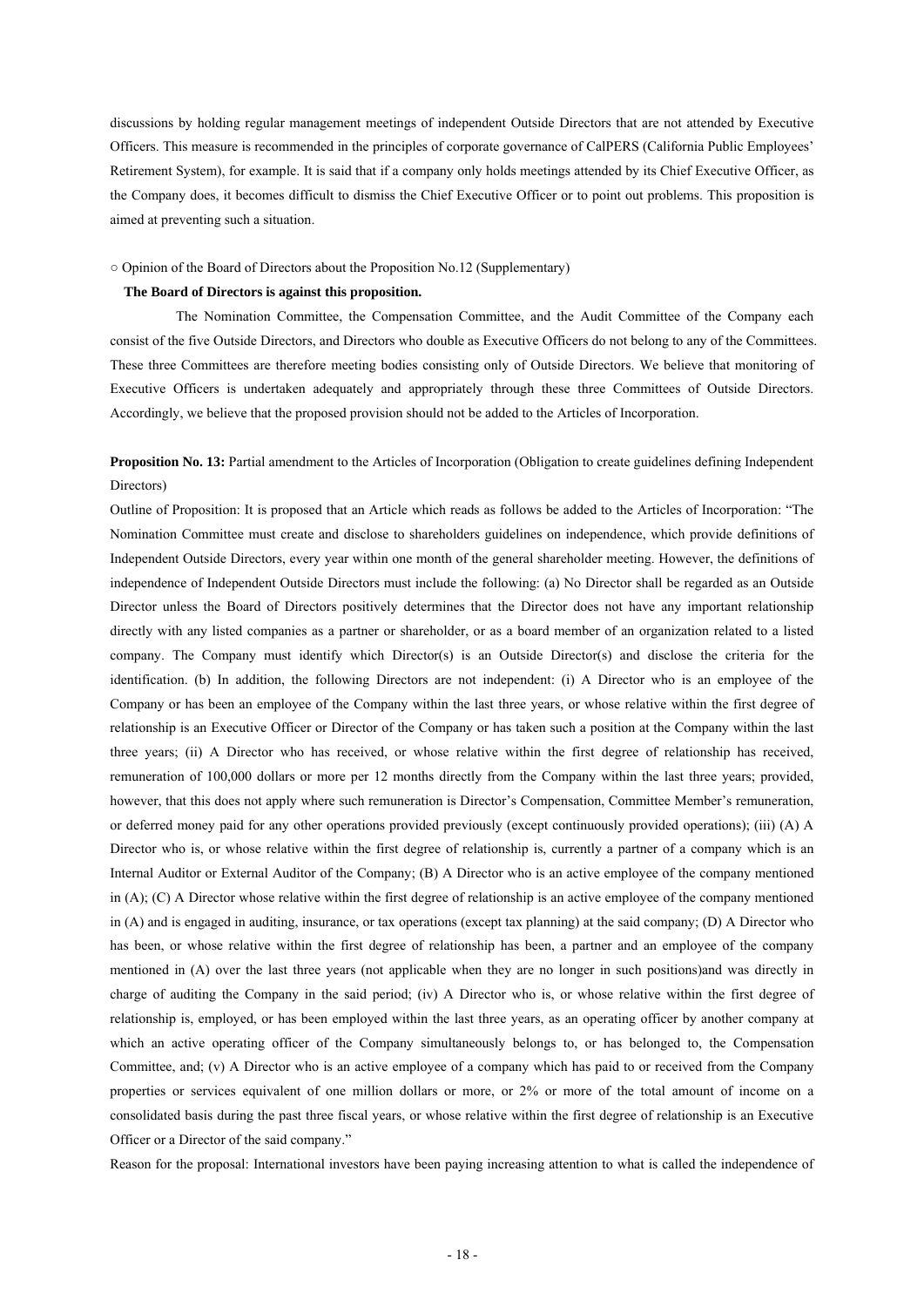discussions by holding regular management meetings of independent Outside Directors that are not attended by Executive Officers. This measure is recommended in the principles of corporate governance of CalPERS (California Public Employees' Retirement System), for example. It is said that if a company only holds meetings attended by its Chief Executive Officer, as the Company does, it becomes difficult to dismiss the Chief Executive Officer or to point out problems. This proposition is aimed at preventing such a situation.

○ Opinion of the Board of Directors about the Proposition No.12 (Supplementary)

**The Board of Directors is against this proposition.**

The Nomination Committee, the Compensation Committee, and the Audit Committee of the Company each consist of the five Outside Directors, and Directors who double as Executive Officers do not belong to any of the Committees. These three Committees are therefore meeting bodies consisting only of Outside Directors. We believe that monitoring of Executive Officers is undertaken adequately and appropriately through these three Committees of Outside Directors. Accordingly, we believe that the proposed provision should not be added to the Articles of Incorporation.

**Proposition No. 13:** Partial amendment to the Articles of Incorporation (Obligation to create guidelines defining Independent Directors)

Outline of Proposition: It is proposed that an Article which reads as follows be added to the Articles of Incorporation: "The Nomination Committee must create and disclose to shareholders guidelines on independence, which provide definitions of Independent Outside Directors, every year within one month of the general shareholder meeting. However, the definitions of independence of Independent Outside Directors must include the following: (a) No Director shall be regarded as an Outside Director unless the Board of Directors positively determines that the Director does not have any important relationship directly with any listed companies as a partner or shareholder, or as a board member of an organization related to a listed company. The Company must identify which Director(s) is an Outside Director(s) and disclose the criteria for the identification. (b) In addition, the following Directors are not independent: (i) A Director who is an employee of the Company or has been an employee of the Company within the last three years, or whose relative within the first degree of relationship is an Executive Officer or Director of the Company or has taken such a position at the Company within the last three years; (ii) A Director who has received, or whose relative within the first degree of relationship has received, remuneration of 100,000 dollars or more per 12 months directly from the Company within the last three years; provided, however, that this does not apply where such remuneration is Director's Compensation, Committee Member's remuneration, or deferred money paid for any other operations provided previously (except continuously provided operations); (iii) (A) A Director who is, or whose relative within the first degree of relationship is, currently a partner of a company which is an Internal Auditor or External Auditor of the Company; (B) A Director who is an active employee of the company mentioned in (A); (C) A Director whose relative within the first degree of relationship is an active employee of the company mentioned in (A) and is engaged in auditing, insurance, or tax operations (except tax planning) at the said company; (D) A Director who has been, or whose relative within the first degree of relationship has been, a partner and an employee of the company mentioned in (A) over the last three years (not applicable when they are no longer in such positions)and was directly in charge of auditing the Company in the said period; (iv) A Director who is, or whose relative within the first degree of relationship is, employed, or has been employed within the last three years, as an operating officer by another company at which an active operating officer of the Company simultaneously belongs to, or has belonged to, the Compensation Committee, and; (v) A Director who is an active employee of a company which has paid to or received from the Company properties or services equivalent of one million dollars or more, or 2% or more of the total amount of income on a consolidated basis during the past three fiscal years, or whose relative within the first degree of relationship is an Executive Officer or a Director of the said company."

Reason for the proposal: International investors have been paying increasing attention to what is called the independence of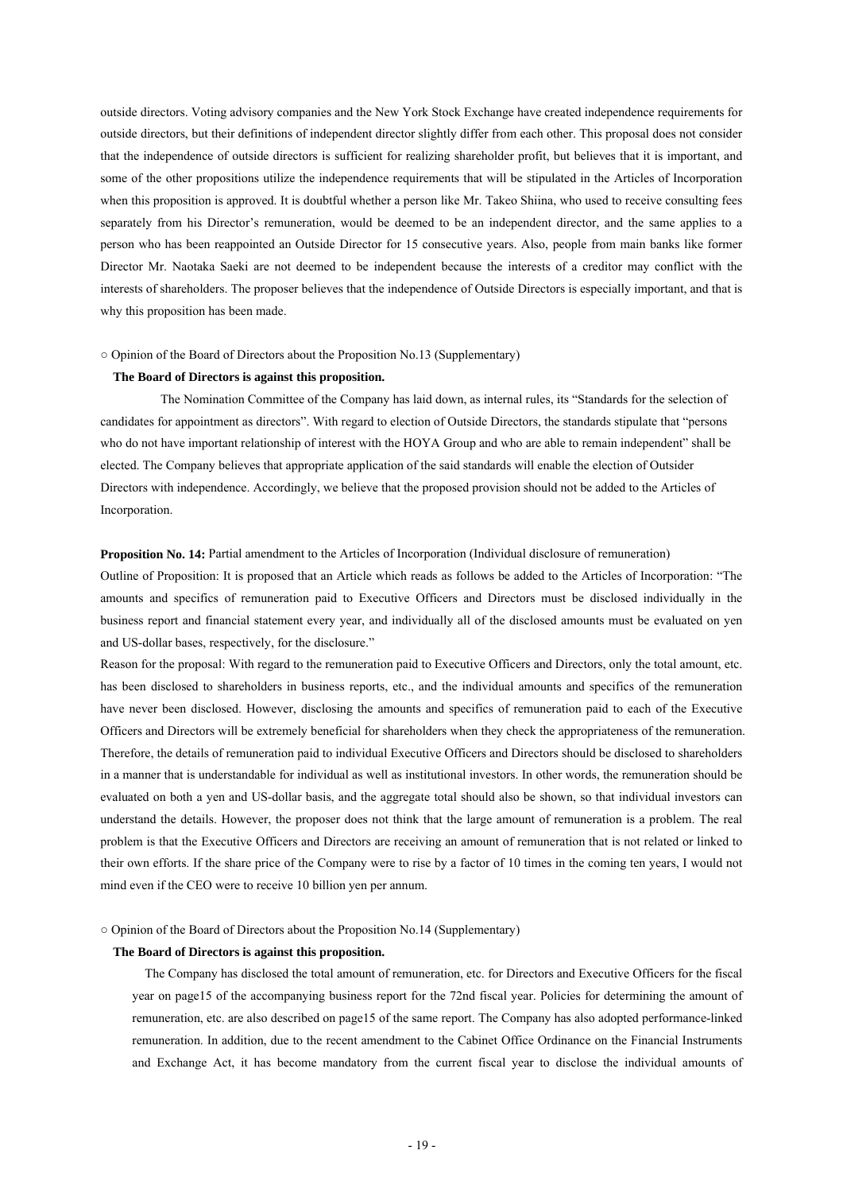outside directors. Voting advisory companies and the New York Stock Exchange have created independence requirements for outside directors, but their definitions of independent director slightly differ from each other. This proposal does not consider that the independence of outside directors is sufficient for realizing shareholder profit, but believes that it is important, and some of the other propositions utilize the independence requirements that will be stipulated in the Articles of Incorporation when this proposition is approved. It is doubtful whether a person like Mr. Takeo Shiina, who used to receive consulting fees separately from his Director's remuneration, would be deemed to be an independent director, and the same applies to a person who has been reappointed an Outside Director for 15 consecutive years. Also, people from main banks like former Director Mr. Naotaka Saeki are not deemed to be independent because the interests of a creditor may conflict with the interests of shareholders. The proposer believes that the independence of Outside Directors is especially important, and that is why this proposition has been made.

○ Opinion of the Board of Directors about the Proposition No.13 (Supplementary)

**The Board of Directors is against this proposition.**

The Nomination Committee of the Company has laid down, as internal rules, its "Standards for the selection of candidates for appointment as directors". With regard to election of Outside Directors, the standards stipulate that "persons who do not have important relationship of interest with the HOYA Group and who are able to remain independent" shall be elected. The Company believes that appropriate application of the said standards will enable the election of Outsider Directors with independence. Accordingly, we believe that the proposed provision should not be added to the Articles of Incorporation.

**Proposition No. 14:** Partial amendment to the Articles of Incorporation (Individual disclosure of remuneration)

Outline of Proposition: It is proposed that an Article which reads as follows be added to the Articles of Incorporation: "The amounts and specifics of remuneration paid to Executive Officers and Directors must be disclosed individually in the business report and financial statement every year, and individually all of the disclosed amounts must be evaluated on yen and US-dollar bases, respectively, for the disclosure."

Reason for the proposal: With regard to the remuneration paid to Executive Officers and Directors, only the total amount, etc. has been disclosed to shareholders in business reports, etc., and the individual amounts and specifics of the remuneration have never been disclosed. However, disclosing the amounts and specifics of remuneration paid to each of the Executive Officers and Directors will be extremely beneficial for shareholders when they check the appropriateness of the remuneration. Therefore, the details of remuneration paid to individual Executive Officers and Directors should be disclosed to shareholders in a manner that is understandable for individual as well as institutional investors. In other words, the remuneration should be evaluated on both a yen and US-dollar basis, and the aggregate total should also be shown, so that individual investors can understand the details. However, the proposer does not think that the large amount of remuneration is a problem. The real problem is that the Executive Officers and Directors are receiving an amount of remuneration that is not related or linked to their own efforts. If the share price of the Company were to rise by a factor of 10 times in the coming ten years, I would not mind even if the CEO were to receive 10 billion yen per annum.

○ Opinion of the Board of Directors about the Proposition No.14 (Supplementary)

**The Board of Directors is against this proposition.**

The Company has disclosed the total amount of remuneration, etc. for Directors and Executive Officers for the fiscal year on page15 of the accompanying business report for the 72nd fiscal year. Policies for determining the amount of remuneration, etc. are also described on page15 of the same report. The Company has also adopted performance-linked remuneration. In addition, due to the recent amendment to the Cabinet Office Ordinance on the Financial Instruments and Exchange Act, it has become mandatory from the current fiscal year to disclose the individual amounts of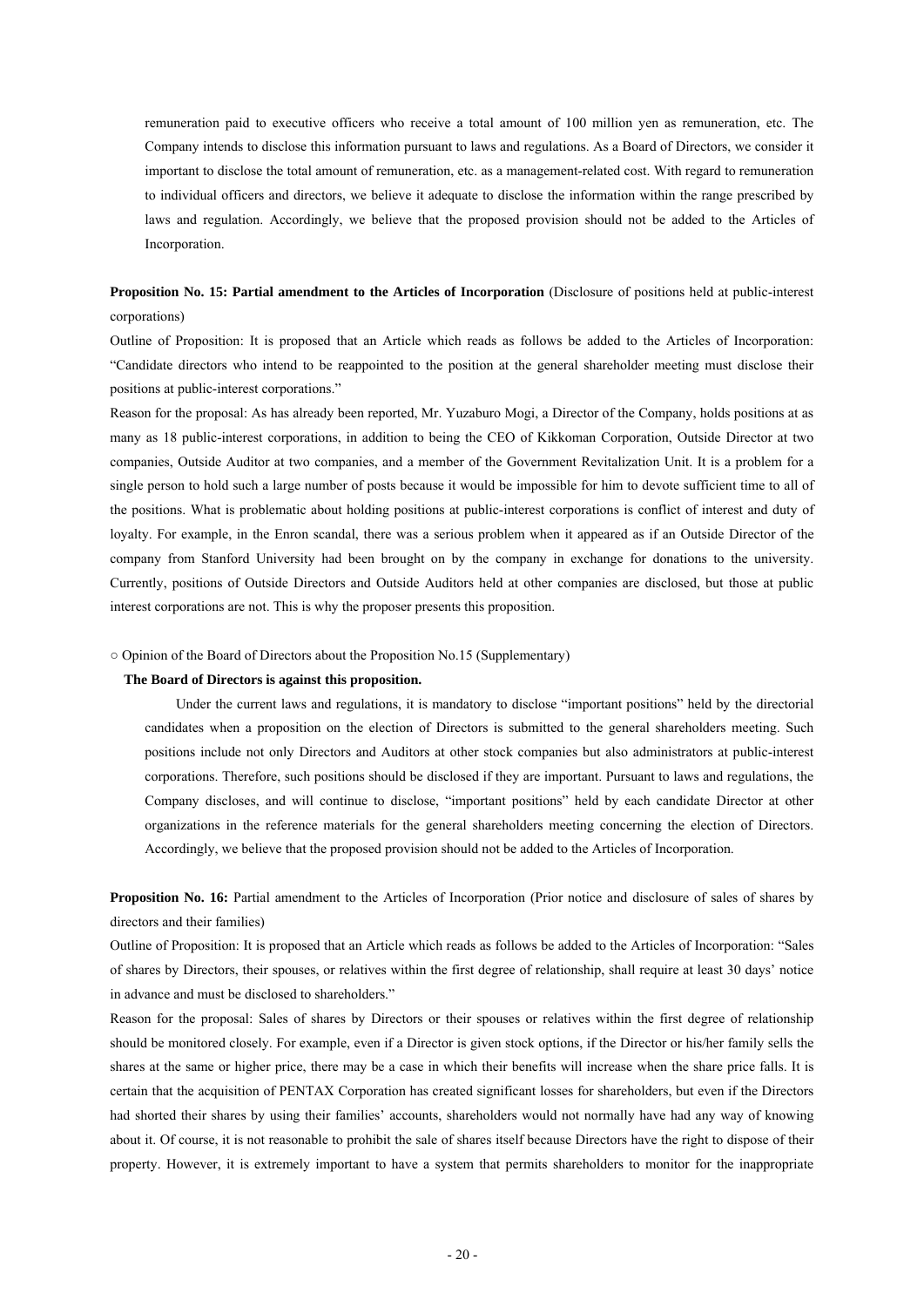remuneration paid to executive officers who receive a total amount of 100 million yen as remuneration, etc. The Company intends to disclose this information pursuant to laws and regulations. As a Board of Directors, we consider it important to disclose the total amount of remuneration, etc. as a management-related cost. With regard to remuneration to individual officers and directors, we believe it adequate to disclose the information within the range prescribed by laws and regulation. Accordingly, we believe that the proposed provision should not be added to the Articles of Incorporation.

**Proposition No. 15: Partial amendment to the Articles of Incorporation** (Disclosure of positions held at public-interest corporations)

Outline of Proposition: It is proposed that an Article which reads as follows be added to the Articles of Incorporation: "Candidate directors who intend to be reappointed to the position at the general shareholder meeting must disclose their positions at public-interest corporations."

Reason for the proposal: As has already been reported, Mr. Yuzaburo Mogi, a Director of the Company, holds positions at as many as 18 public-interest corporations, in addition to being the CEO of Kikkoman Corporation, Outside Director at two companies, Outside Auditor at two companies, and a member of the Government Revitalization Unit. It is a problem for a single person to hold such a large number of posts because it would be impossible for him to devote sufficient time to all of the positions. What is problematic about holding positions at public-interest corporations is conflict of interest and duty of loyalty. For example, in the Enron scandal, there was a serious problem when it appeared as if an Outside Director of the company from Stanford University had been brought on by the company in exchange for donations to the university. Currently, positions of Outside Directors and Outside Auditors held at other companies are disclosed, but those at public interest corporations are not. This is why the proposer presents this proposition.

○ Opinion of the Board of Directors about the Proposition No.15 (Supplementary)

**The Board of Directors is against this proposition.**

Under the current laws and regulations, it is mandatory to disclose "important positions" held by the directorial candidates when a proposition on the election of Directors is submitted to the general shareholders meeting. Such positions include not only Directors and Auditors at other stock companies but also administrators at public-interest corporations. Therefore, such positions should be disclosed if they are important. Pursuant to laws and regulations, the Company discloses, and will continue to disclose, "important positions" held by each candidate Director at other organizations in the reference materials for the general shareholders meeting concerning the election of Directors. Accordingly, we believe that the proposed provision should not be added to the Articles of Incorporation.

**Proposition No. 16:** Partial amendment to the Articles of Incorporation (Prior notice and disclosure of sales of shares by directors and their families)

Outline of Proposition: It is proposed that an Article which reads as follows be added to the Articles of Incorporation: "Sales of shares by Directors, their spouses, or relatives within the first degree of relationship, shall require at least 30 days' notice in advance and must be disclosed to shareholders."

Reason for the proposal: Sales of shares by Directors or their spouses or relatives within the first degree of relationship should be monitored closely. For example, even if a Director is given stock options, if the Director or his/her family sells the shares at the same or higher price, there may be a case in which their benefits will increase when the share price falls. It is certain that the acquisition of PENTAX Corporation has created significant losses for shareholders, but even if the Directors had shorted their shares by using their families' accounts, shareholders would not normally have had any way of knowing about it. Of course, it is not reasonable to prohibit the sale of shares itself because Directors have the right to dispose of their property. However, it is extremely important to have a system that permits shareholders to monitor for the inappropriate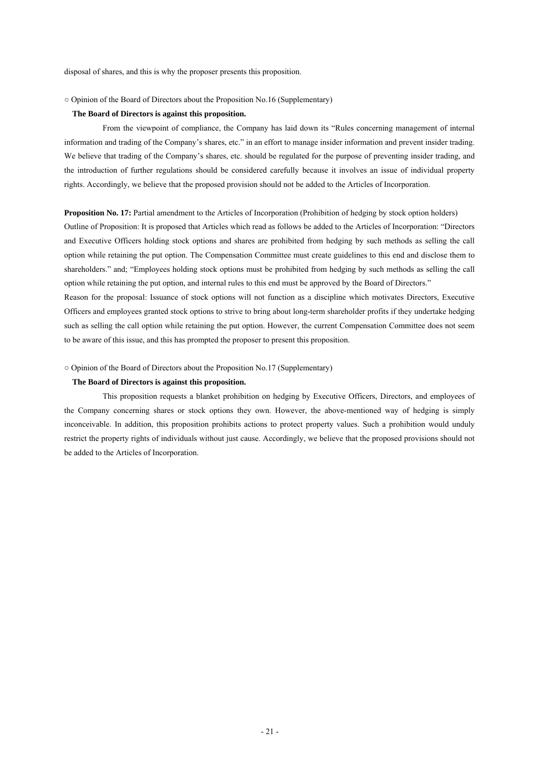disposal of shares, and this is why the proposer presents this proposition.

○ Opinion of the Board of Directors about the Proposition No.16 (Supplementary)

**The Board of Directors is against this proposition.**

From the viewpoint of compliance, the Company has laid down its "Rules concerning management of internal information and trading of the Company's shares, etc." in an effort to manage insider information and prevent insider trading. We believe that trading of the Company's shares, etc. should be regulated for the purpose of preventing insider trading, and the introduction of further regulations should be considered carefully because it involves an issue of individual property rights. Accordingly, we believe that the proposed provision should not be added to the Articles of Incorporation.

**Proposition No. 17:** Partial amendment to the Articles of Incorporation (Prohibition of hedging by stock option holders)

Outline of Proposition: It is proposed that Articles which read as follows be added to the Articles of Incorporation: "Directors and Executive Officers holding stock options and shares are prohibited from hedging by such methods as selling the call option while retaining the put option. The Compensation Committee must create guidelines to this end and disclose them to shareholders." and; "Employees holding stock options must be prohibited from hedging by such methods as selling the call option while retaining the put option, and internal rules to this end must be approved by the Board of Directors."

Reason for the proposal: Issuance of stock options will not function as a discipline which motivates Directors, Executive Officers and employees granted stock options to strive to bring about long-term shareholder profits if they undertake hedging such as selling the call option while retaining the put option. However, the current Compensation Committee does not seem to be aware of this issue, and this has prompted the proposer to present this proposition.

○ Opinion of the Board of Directors about the Proposition No.17 (Supplementary)

**The Board of Directors is against this proposition.**

This proposition requests a blanket prohibition on hedging by Executive Officers, Directors, and employees of the Company concerning shares or stock options they own. However, the above-mentioned way of hedging is simply inconceivable. In addition, this proposition prohibits actions to protect property values. Such a prohibition would unduly restrict the property rights of individuals without just cause. Accordingly, we believe that the proposed provisions should not be added to the Articles of Incorporation.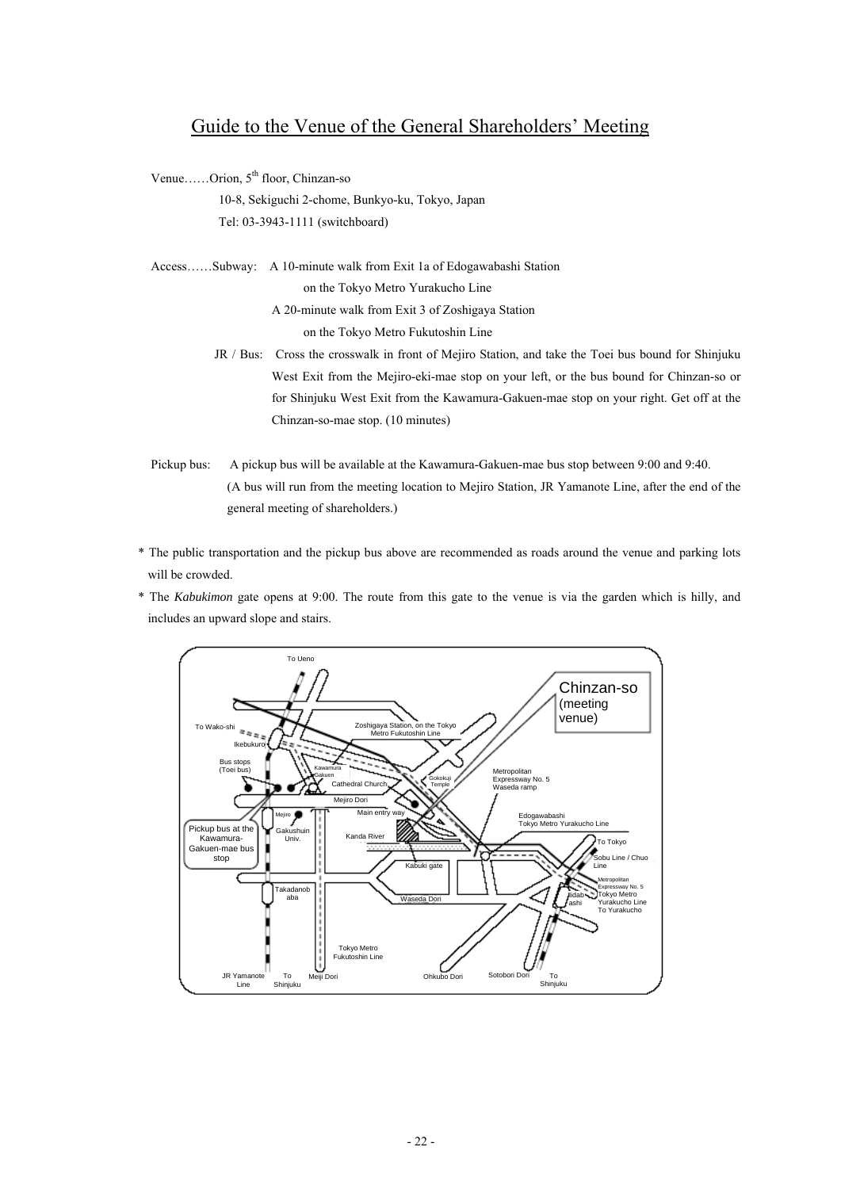# Guide to the Venue of the General Shareholders' Meeting

Venue……Orion, 5th floor, Chinzan-so
10-8, Sekiguchi 2-chome, Bunkyo-ku, Tokyo, Japan
Tel: 03-3943-1111 (switchboard)

Access……Subway: A 10-minute walk from Exit 1a of Edogawabashi Station on the Tokyo Metro Yurakucho Line
A 20-minute walk from Exit 3 of Zoshigaya Station on the Tokyo Metro Fukutoshin Line

JR / Bus: Cross the crosswalk in front of Mejiro Station, and take the Toei bus bound for Shinjuku West Exit from the Mejiro-eki-mae stop on your left, or the bus bound for Chinzan-so or for Shinjuku West Exit from the Kawamura-Gakuen-mae stop on your right. Get off at the Chinzan-so-mae stop. (10 minutes)

Pickup bus: A pickup bus will be available at the Kawamura-Gakuen-mae bus stop between 9:00 and 9:40.
(A bus will run from the meeting location to Mejiro Station, JR Yamanote Line, after the end of the general meeting of shareholders.)

\* The public transportation and the pickup bus above are recommended as roads around the venue and parking lots will be crowded.

\* The *Kabukimon* gate opens at 9:00. The route from this gate to the venue is via the garden which is hilly, and includes an upward slope and stairs.

To Ueno
Chinzan-so (meeting venue)
To Wako-shi
Zoshigaya Station, on the Tokyo Metro Fukutoshin Line
Ikebukuro
Bus stops (Toei bus)
Kawamura Gakuen
Gokokuji Temple
Metropolitan Expressway No. 5 Waseda ramp
Cathedral Church
Mejiro Dori
Mejiro
Main entry way
Edogawabashi Tokyo Metro Yurakucho Line
Pickup bus at the Kawamura-Gakuen-mae bus stop
Gakushuin Univ.
Kanda River
To Tokyo
Kabuki gate
Sobu Line / Chuo Line
Takadanobaba
Waseda Dori
Metropolitan Expressway No. 5
Iidabashi
Tokyo Metro Yurakucho Line To Yurakucho
Tokyo Metro Fukutoshin Line
JR Yamanote Line
To Shinjuku
Meiji Dori
Ohkubo Dori
Sotobori Dori
To Shinjuku